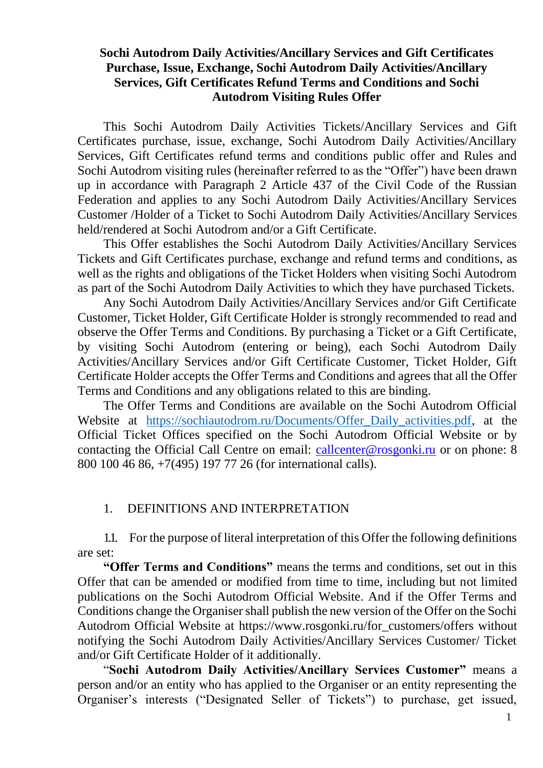# Sochi Autodrom Daily Activities/Ancillary Services and Gift Certificates Purchase, Issue, Exchange, Sochi Autodrom Daily Activities/Ancillary Services, Gift Certificates Refund Terms and Conditions and Sochi Autodrom Visiting Rules Offer

This Sochi Autodrom Daily Activities Tickets/Ancillary Services and Gift Certificates purchase, issue, exchange, Sochi Autodrom Daily Activities/Ancillary Services, Gift Certificates refund terms and conditions public offer and Rules and Sochi Autodrom visiting rules (hereinafter referred to as the "Offer") have been drawn up in accordance with Paragraph 2 Article 437 of the Civil Code of the Russian Federation and applies to any Sochi Autodrom Daily Activities/Ancillary Services Customer /Holder of a Ticket to Sochi Autodrom Daily Activities/Ancillary Services held/rendered at Sochi Autodrom and/or a Gift Certificate.

This Offer establishes the Sochi Autodrom Daily Activities/Ancillary Services Tickets and Gift Certificates purchase, exchange and refund terms and conditions, as well as the rights and obligations of the Ticket Holders when visiting Sochi Autodrom as part of the Sochi Autodrom Daily Activities to which they have purchased Tickets.

Any Sochi Autodrom Daily Activities/Ancillary Services and/or Gift Certificate Customer, Ticket Holder, Gift Certificate Holder is strongly recommended to read and observe the Offer Terms and Conditions. By purchasing a Ticket or a Gift Certificate, by visiting Sochi Autodrom (entering or being), each Sochi Autodrom Daily Activities/Ancillary Services and/or Gift Certificate Customer, Ticket Holder, Gift Certificate Holder accepts the Offer Terms and Conditions and agrees that all the Offer Terms and Conditions and any obligations related to this are binding.

The Offer Terms and Conditions are available on the Sochi Autodrom Official Website at https://sochiautodrom.ru/Documents/Offer_Daily_activities.pdf, at the Official Ticket Offices specified on the Sochi Autodrom Official Website or by contacting the Official Call Centre on email: callcenter@rosgonki.ru or on phone: 8 800 100 46 86, +7(495) 197 77 26 (for international calls).

## 1. DEFINITIONS AND INTERPRETATION

1.1. For the purpose of literal interpretation of this Offer the following definitions are set:

**"Offer Terms and Conditions"** means the terms and conditions, set out in this Offer that can be amended or modified from time to time, including but not limited publications on the Sochi Autodrom Official Website. And if the Offer Terms and Conditions change the Organiser shall publish the new version of the Offer on the Sochi Autodrom Official Website at https://www.rosgonki.ru/for_customers/offers without notifying the Sochi Autodrom Daily Activities/Ancillary Services Customer/ Ticket and/or Gift Certificate Holder of it additionally.

"**Sochi Autodrom Daily Activities/Ancillary Services Customer"** means a person and/or an entity who has applied to the Organiser or an entity representing the Organiser's interests ("Designated Seller of Tickets") to purchase, get issued,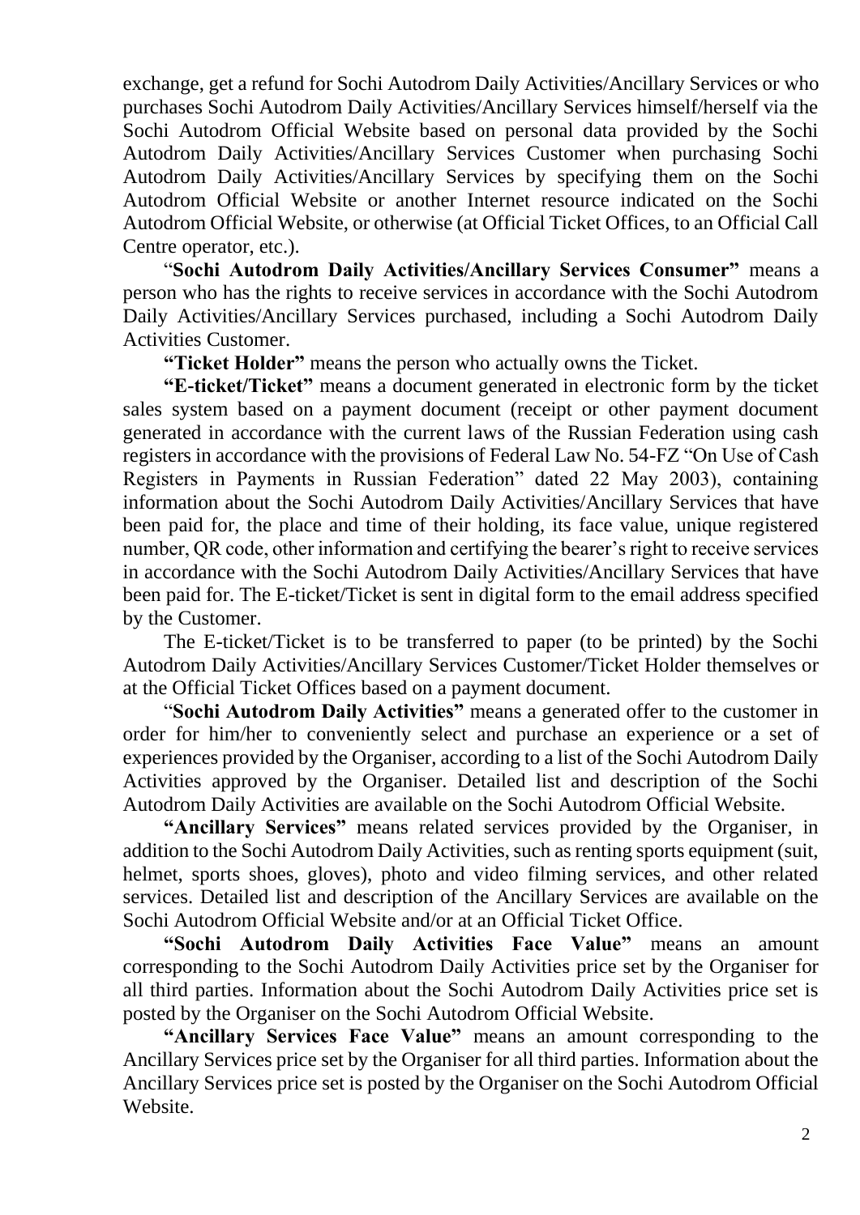exchange, get a refund for Sochi Autodrom Daily Activities/Ancillary Services or who purchases Sochi Autodrom Daily Activities/Ancillary Services himself/herself via the Sochi Autodrom Official Website based on personal data provided by the Sochi Autodrom Daily Activities/Ancillary Services Customer when purchasing Sochi Autodrom Daily Activities/Ancillary Services by specifying them on the Sochi Autodrom Official Website or another Internet resource indicated on the Sochi Autodrom Official Website, or otherwise (at Official Ticket Offices, to an Official Call Centre operator, etc.).

"**Sochi Autodrom Daily Activities/Ancillary Services Consumer"** means a person who has the rights to receive services in accordance with the Sochi Autodrom Daily Activities/Ancillary Services purchased, including a Sochi Autodrom Daily Activities Customer.

**"Ticket Holder"** means the person who actually owns the Ticket.

**"E-ticket/Ticket"** means a document generated in electronic form by the ticket sales system based on a payment document (receipt or other payment document generated in accordance with the current laws of the Russian Federation using cash registers in accordance with the provisions of Federal Law No. 54-FZ "On Use of Cash Registers in Payments in Russian Federation" dated 22 May 2003), containing information about the Sochi Autodrom Daily Activities/Ancillary Services that have been paid for, the place and time of their holding, its face value, unique registered number, QR code, other information and certifying the bearer's right to receive services in accordance with the Sochi Autodrom Daily Activities/Ancillary Services that have been paid for. The E-ticket/Ticket is sent in digital form to the email address specified by the Customer.

The E-ticket/Ticket is to be transferred to paper (to be printed) by the Sochi Autodrom Daily Activities/Ancillary Services Customer/Ticket Holder themselves or at the Official Ticket Offices based on a payment document.

"**Sochi Autodrom Daily Activities"** means a generated offer to the customer in order for him/her to conveniently select and purchase an experience or a set of experiences provided by the Organiser, according to a list of the Sochi Autodrom Daily Activities approved by the Organiser. Detailed list and description of the Sochi Autodrom Daily Activities are available on the Sochi Autodrom Official Website.

**"Ancillary Services"** means related services provided by the Organiser, in addition to the Sochi Autodrom Daily Activities, such as renting sports equipment (suit, helmet, sports shoes, gloves), photo and video filming services, and other related services. Detailed list and description of the Ancillary Services are available on the Sochi Autodrom Official Website and/or at an Official Ticket Office.

**"Sochi Autodrom Daily Activities Face Value"** means an amount corresponding to the Sochi Autodrom Daily Activities price set by the Organiser for all third parties. Information about the Sochi Autodrom Daily Activities price set is posted by the Organiser on the Sochi Autodrom Official Website.

**"Ancillary Services Face Value"** means an amount corresponding to the Ancillary Services price set by the Organiser for all third parties. Information about the Ancillary Services price set is posted by the Organiser on the Sochi Autodrom Official Website.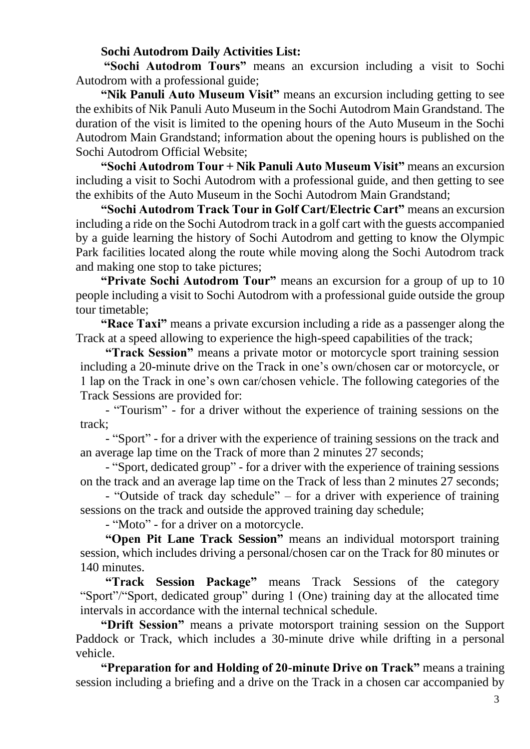**Sochi Autodrom Daily Activities List:**

**"Sochi Autodrom Tours"** means an excursion including a visit to Sochi Autodrom with a professional guide;

**"Nik Panuli Auto Museum Visit"** means an excursion including getting to see the exhibits of Nik Panuli Auto Museum in the Sochi Autodrom Main Grandstand. The duration of the visit is limited to the opening hours of the Auto Museum in the Sochi Autodrom Main Grandstand; information about the opening hours is published on the Sochi Autodrom Official Website;

**"Sochi Autodrom Tour + Nik Panuli Auto Museum Visit"** means an excursion including a visit to Sochi Autodrom with a professional guide, and then getting to see the exhibits of the Auto Museum in the Sochi Autodrom Main Grandstand;

**"Sochi Autodrom Track Tour in Golf Cart/Electric Cart"** means an excursion including a ride on the Sochi Autodrom track in a golf cart with the guests accompanied by a guide learning the history of Sochi Autodrom and getting to know the Olympic Park facilities located along the route while moving along the Sochi Autodrom track and making one stop to take pictures;

**"Private Sochi Autodrom Tour"** means an excursion for a group of up to 10 people including a visit to Sochi Autodrom with a professional guide outside the group tour timetable;

**"Race Taxi"** means a private excursion including a ride as a passenger along the Track at a speed allowing to experience the high-speed capabilities of the track;

**"Track Session"** means a private motor or motorcycle sport training session including a 20-minute drive on the Track in one's own/chosen car or motorcycle, or 1 lap on the Track in one's own car/chosen vehicle. The following categories of the Track Sessions are provided for:

- "Tourism" - for a driver without the experience of training sessions on the track;
- "Sport" - for a driver with the experience of training sessions on the track and an average lap time on the Track of more than 2 minutes 27 seconds;
- "Sport, dedicated group" - for a driver with the experience of training sessions on the track and an average lap time on the Track of less than 2 minutes 27 seconds;
- "Outside of track day schedule" – for a driver with experience of training sessions on the track and outside the approved training day schedule;
- "Moto" - for a driver on a motorcycle.

**"Open Pit Lane Track Session"** means an individual motorsport training session, which includes driving a personal/chosen car on the Track for 80 minutes or 140 minutes.

**"Track Session Package"** means Track Sessions of the category "Sport"/"Sport, dedicated group" during 1 (One) training day at the allocated time intervals in accordance with the internal technical schedule.

**"Drift Session"** means a private motorsport training session on the Support Paddock or Track, which includes a 30-minute drive while drifting in a personal vehicle.

**"Preparation for and Holding of 20-minute Drive on Track"** means a training session including a briefing and a drive on the Track in a chosen car accompanied by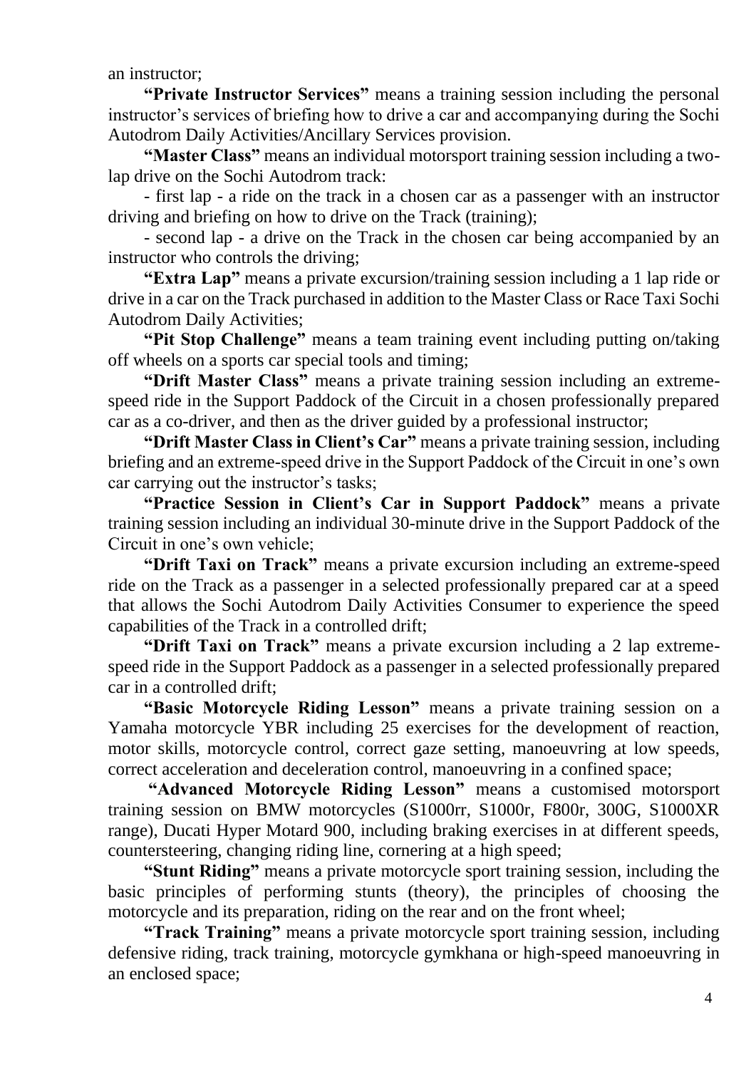an instructor;

**"Private Instructor Services"** means a training session including the personal instructor's services of briefing how to drive a car and accompanying during the Sochi Autodrom Daily Activities/Ancillary Services provision.

**"Master Class"** means an individual motorsport training session including a two-lap drive on the Sochi Autodrom track:

- first lap - a ride on the track in a chosen car as a passenger with an instructor driving and briefing on how to drive on the Track (training);
- second lap - a drive on the Track in the chosen car being accompanied by an instructor who controls the driving;

**"Extra Lap"** means a private excursion/training session including a 1 lap ride or drive in a car on the Track purchased in addition to the Master Class or Race Taxi Sochi Autodrom Daily Activities;

**"Pit Stop Challenge"** means a team training event including putting on/taking off wheels on a sports car special tools and timing;

**"Drift Master Class"** means a private training session including an extreme-speed ride in the Support Paddock of the Circuit in a chosen professionally prepared car as a co-driver, and then as the driver guided by a professional instructor;

**"Drift Master Class in Client's Car"** means a private training session, including briefing and an extreme-speed drive in the Support Paddock of the Circuit in one's own car carrying out the instructor's tasks;

**"Practice Session in Client's Car in Support Paddock"** means a private training session including an individual 30-minute drive in the Support Paddock of the Circuit in one's own vehicle;

**"Drift Taxi on Track"** means a private excursion including an extreme-speed ride on the Track as a passenger in a selected professionally prepared car at a speed that allows the Sochi Autodrom Daily Activities Consumer to experience the speed capabilities of the Track in a controlled drift;

**"Drift Taxi on Track"** means a private excursion including a 2 lap extreme-speed ride in the Support Paddock as a passenger in a selected professionally prepared car in a controlled drift;

**"Basic Motorcycle Riding Lesson"** means a private training session on a Yamaha motorcycle YBR including 25 exercises for the development of reaction, motor skills, motorcycle control, correct gaze setting, manoeuvring at low speeds, correct acceleration and deceleration control, manoeuvring in a confined space;

**"Advanced Motorcycle Riding Lesson"** means a customised motorsport training session on BMW motorcycles (S1000rr, S1000r, F800r, 300G, S1000XR range), Ducati Hyper Motard 900, including braking exercises in at different speeds, countersteering, changing riding line, cornering at a high speed;

**"Stunt Riding"** means a private motorcycle sport training session, including the basic principles of performing stunts (theory), the principles of choosing the motorcycle and its preparation, riding on the rear and on the front wheel;

**"Track Training"** means a private motorcycle sport training session, including defensive riding, track training, motorcycle gymkhana or high-speed manoeuvring in an enclosed space;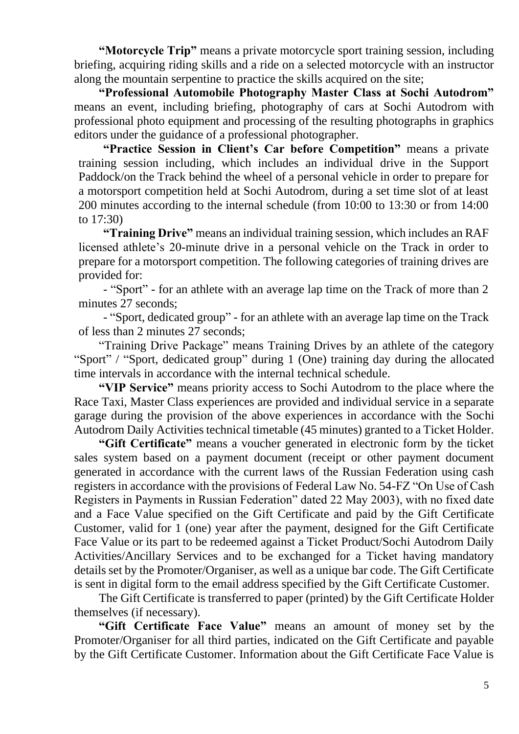**"Motorcycle Trip"** means a private motorcycle sport training session, including briefing, acquiring riding skills and a ride on a selected motorcycle with an instructor along the mountain serpentine to practice the skills acquired on the site;

**"Professional Automobile Photography Master Class at Sochi Autodrom"** means an event, including briefing, photography of cars at Sochi Autodrom with professional photo equipment and processing of the resulting photographs in graphics editors under the guidance of a professional photographer.

**"Practice Session in Client's Car before Competition"** means a private training session including, which includes an individual drive in the Support Paddock/on the Track behind the wheel of a personal vehicle in order to prepare for a motorsport competition held at Sochi Autodrom, during a set time slot of at least 200 minutes according to the internal schedule (from 10:00 to 13:30 or from 14:00 to 17:30)

**"Training Drive"** means an individual training session, which includes an RAF licensed athlete's 20-minute drive in a personal vehicle on the Track in order to prepare for a motorsport competition. The following categories of training drives are provided for:

- "Sport" - for an athlete with an average lap time on the Track of more than 2 minutes 27 seconds;
- "Sport, dedicated group" - for an athlete with an average lap time on the Track of less than 2 minutes 27 seconds;

"Training Drive Package" means Training Drives by an athlete of the category "Sport" / "Sport, dedicated group" during 1 (One) training day during the allocated time intervals in accordance with the internal technical schedule.

**"VIP Service"** means priority access to Sochi Autodrom to the place where the Race Taxi, Master Class experiences are provided and individual service in a separate garage during the provision of the above experiences in accordance with the Sochi Autodrom Daily Activities technical timetable (45 minutes) granted to a Ticket Holder.

**"Gift Certificate"** means a voucher generated in electronic form by the ticket sales system based on a payment document (receipt or other payment document generated in accordance with the current laws of the Russian Federation using cash registers in accordance with the provisions of Federal Law No. 54-FZ "On Use of Cash Registers in Payments in Russian Federation" dated 22 May 2003), with no fixed date and a Face Value specified on the Gift Certificate and paid by the Gift Certificate Customer, valid for 1 (one) year after the payment, designed for the Gift Certificate Face Value or its part to be redeemed against a Ticket Product/Sochi Autodrom Daily Activities/Ancillary Services and to be exchanged for a Ticket having mandatory details set by the Promoter/Organiser, as well as a unique bar code. The Gift Certificate is sent in digital form to the email address specified by the Gift Certificate Customer.

The Gift Certificate is transferred to paper (printed) by the Gift Certificate Holder themselves (if necessary).

**"Gift Certificate Face Value"** means an amount of money set by the Promoter/Organiser for all third parties, indicated on the Gift Certificate and payable by the Gift Certificate Customer. Information about the Gift Certificate Face Value is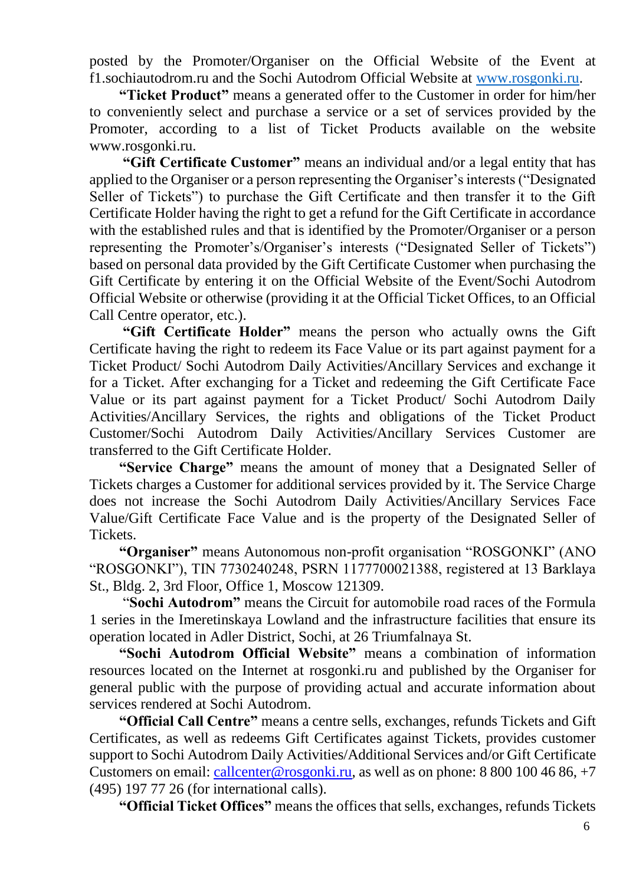posted by the Promoter/Organiser on the Official Website of the Event at f1.sochiautodrom.ru and the Sochi Autodrom Official Website at www.rosgonki.ru.

**"Ticket Product"** means a generated offer to the Customer in order for him/her to conveniently select and purchase a service or a set of services provided by the Promoter, according to a list of Ticket Products available on the website www.rosgonki.ru.

**"Gift Certificate Customer"** means an individual and/or a legal entity that has applied to the Organiser or a person representing the Organiser's interests ("Designated Seller of Tickets") to purchase the Gift Certificate and then transfer it to the Gift Certificate Holder having the right to get a refund for the Gift Certificate in accordance with the established rules and that is identified by the Promoter/Organiser or a person representing the Promoter's/Organiser's interests ("Designated Seller of Tickets") based on personal data provided by the Gift Certificate Customer when purchasing the Gift Certificate by entering it on the Official Website of the Event/Sochi Autodrom Official Website or otherwise (providing it at the Official Ticket Offices, to an Official Call Centre operator, etc.).

**"Gift Certificate Holder"** means the person who actually owns the Gift Certificate having the right to redeem its Face Value or its part against payment for a Ticket Product/ Sochi Autodrom Daily Activities/Ancillary Services and exchange it for a Ticket. After exchanging for a Ticket and redeeming the Gift Certificate Face Value or its part against payment for a Ticket Product/ Sochi Autodrom Daily Activities/Ancillary Services, the rights and obligations of the Ticket Product Customer/Sochi Autodrom Daily Activities/Ancillary Services Customer are transferred to the Gift Certificate Holder.

**"Service Charge"** means the amount of money that a Designated Seller of Tickets charges a Customer for additional services provided by it. The Service Charge does not increase the Sochi Autodrom Daily Activities/Ancillary Services Face Value/Gift Certificate Face Value and is the property of the Designated Seller of Tickets.

**"Organiser"** means Autonomous non-profit organisation "ROSGONKI" (ANO "ROSGONKI"), TIN 7730240248, PSRN 1177700021388, registered at 13 Barklaya St., Bldg. 2, 3rd Floor, Office 1, Moscow 121309.

"**Sochi Autodrom"** means the Circuit for automobile road races of the Formula 1 series in the Imeretinskaya Lowland and the infrastructure facilities that ensure its operation located in Adler District, Sochi, at 26 Triumfalnaya St.

**"Sochi Autodrom Official Website"** means a combination of information resources located on the Internet at rosgonki.ru and published by the Organiser for general public with the purpose of providing actual and accurate information about services rendered at Sochi Autodrom.

**"Official Call Centre"** means a centre sells, exchanges, refunds Tickets and Gift Certificates, as well as redeems Gift Certificates against Tickets, provides customer support to Sochi Autodrom Daily Activities/Additional Services and/or Gift Certificate Customers on email: callcenter@rosgonki.ru, as well as on phone: 8 800 100 46 86, +7 (495) 197 77 26 (for international calls).

**"Official Ticket Offices"** means the offices that sells, exchanges, refunds Tickets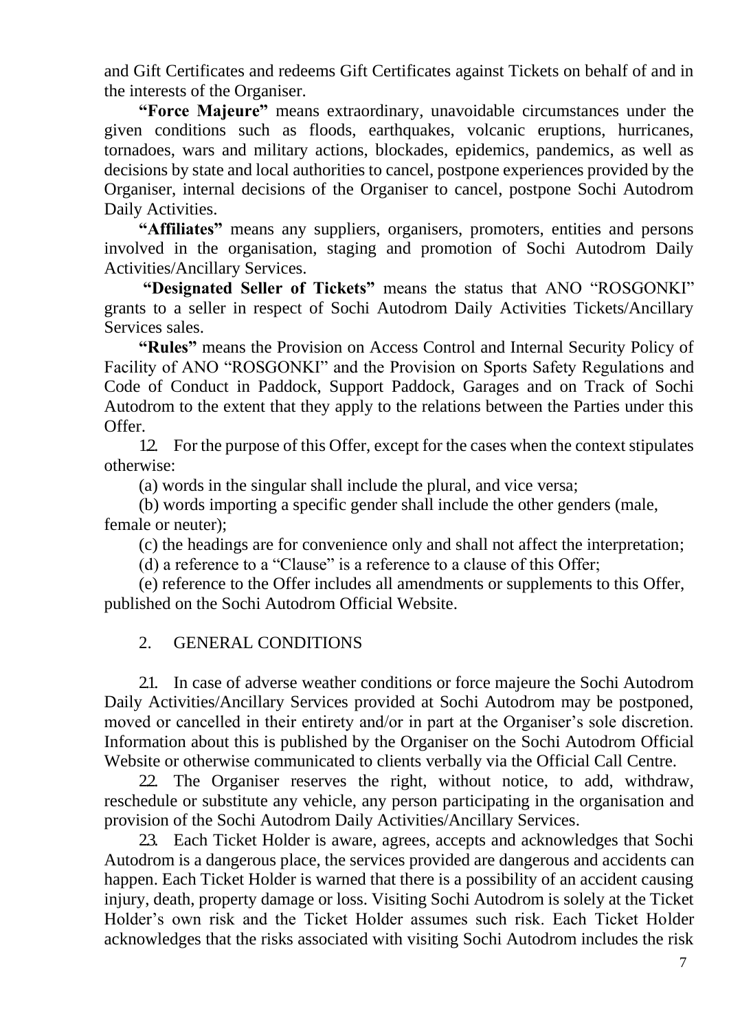and Gift Certificates and redeems Gift Certificates against Tickets on behalf of and in the interests of the Organiser.

**"Force Majeure"** means extraordinary, unavoidable circumstances under the given conditions such as floods, earthquakes, volcanic eruptions, hurricanes, tornadoes, wars and military actions, blockades, epidemics, pandemics, as well as decisions by state and local authorities to cancel, postpone experiences provided by the Organiser, internal decisions of the Organiser to cancel, postpone Sochi Autodrom Daily Activities.

**"Affiliates"** means any suppliers, organisers, promoters, entities and persons involved in the organisation, staging and promotion of Sochi Autodrom Daily Activities/Ancillary Services.

**"Designated Seller of Tickets"** means the status that ANO "ROSGONKI" grants to a seller in respect of Sochi Autodrom Daily Activities Tickets/Ancillary Services sales.

**"Rules"** means the Provision on Access Control and Internal Security Policy of Facility of ANO "ROSGONKI" and the Provision on Sports Safety Regulations and Code of Conduct in Paddock, Support Paddock, Garages and on Track of Sochi Autodrom to the extent that they apply to the relations between the Parties under this Offer.

1.2. For the purpose of this Offer, except for the cases when the context stipulates otherwise:

(a) words in the singular shall include the plural, and vice versa;

(b) words importing a specific gender shall include the other genders (male, female or neuter);

(c) the headings are for convenience only and shall not affect the interpretation;

(d) a reference to a "Clause" is a reference to a clause of this Offer;

(e) reference to the Offer includes all amendments or supplements to this Offer, published on the Sochi Autodrom Official Website.

## 2. GENERAL CONDITIONS

2.1. In case of adverse weather conditions or force majeure the Sochi Autodrom Daily Activities/Ancillary Services provided at Sochi Autodrom may be postponed, moved or cancelled in their entirety and/or in part at the Organiser's sole discretion. Information about this is published by the Organiser on the Sochi Autodrom Official Website or otherwise communicated to clients verbally via the Official Call Centre.

2.2. The Organiser reserves the right, without notice, to add, withdraw, reschedule or substitute any vehicle, any person participating in the organisation and provision of the Sochi Autodrom Daily Activities/Ancillary Services.

2.3. Each Ticket Holder is aware, agrees, accepts and acknowledges that Sochi Autodrom is a dangerous place, the services provided are dangerous and accidents can happen. Each Ticket Holder is warned that there is a possibility of an accident causing injury, death, property damage or loss. Visiting Sochi Autodrom is solely at the Ticket Holder's own risk and the Ticket Holder assumes such risk. Each Ticket Holder acknowledges that the risks associated with visiting Sochi Autodrom includes the risk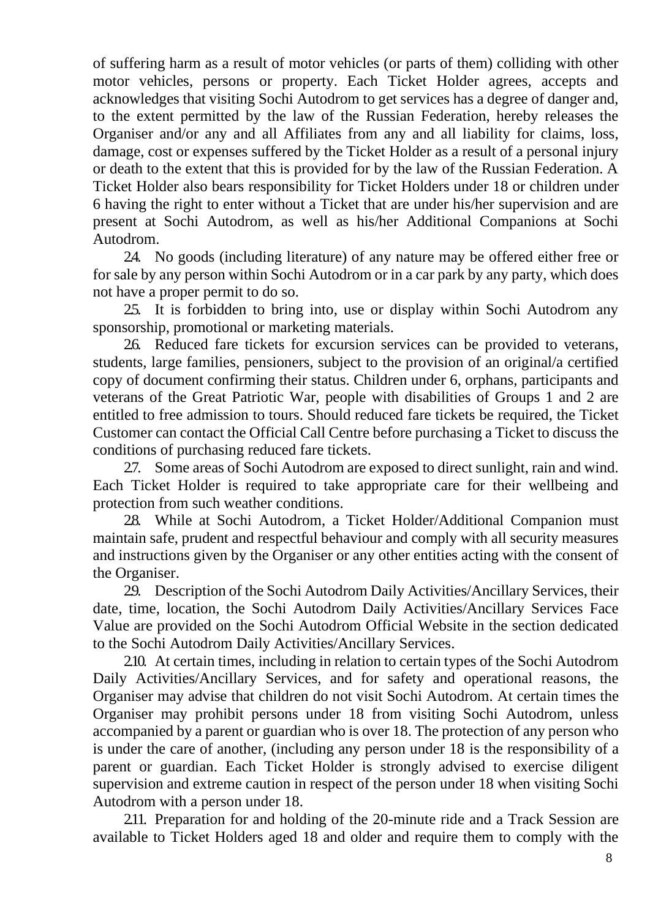of suffering harm as a result of motor vehicles (or parts of them) colliding with other motor vehicles, persons or property. Each Ticket Holder agrees, accepts and acknowledges that visiting Sochi Autodrom to get services has a degree of danger and, to the extent permitted by the law of the Russian Federation, hereby releases the Organiser and/or any and all Affiliates from any and all liability for claims, loss, damage, cost or expenses suffered by the Ticket Holder as a result of a personal injury or death to the extent that this is provided for by the law of the Russian Federation. A Ticket Holder also bears responsibility for Ticket Holders under 18 or children under 6 having the right to enter without a Ticket that are under his/her supervision and are present at Sochi Autodrom, as well as his/her Additional Companions at Sochi Autodrom.

2.4. No goods (including literature) of any nature may be offered either free or for sale by any person within Sochi Autodrom or in a car park by any party, which does not have a proper permit to do so.

2.5. It is forbidden to bring into, use or display within Sochi Autodrom any sponsorship, promotional or marketing materials.

2.6. Reduced fare tickets for excursion services can be provided to veterans, students, large families, pensioners, subject to the provision of an original/a certified copy of document confirming their status. Children under 6, orphans, participants and veterans of the Great Patriotic War, people with disabilities of Groups 1 and 2 are entitled to free admission to tours. Should reduced fare tickets be required, the Ticket Customer can contact the Official Call Centre before purchasing a Ticket to discuss the conditions of purchasing reduced fare tickets.

2.7. Some areas of Sochi Autodrom are exposed to direct sunlight, rain and wind. Each Ticket Holder is required to take appropriate care for their wellbeing and protection from such weather conditions.

2.8. While at Sochi Autodrom, a Ticket Holder/Additional Companion must maintain safe, prudent and respectful behaviour and comply with all security measures and instructions given by the Organiser or any other entities acting with the consent of the Organiser.

2.9. Description of the Sochi Autodrom Daily Activities/Ancillary Services, their date, time, location, the Sochi Autodrom Daily Activities/Ancillary Services Face Value are provided on the Sochi Autodrom Official Website in the section dedicated to the Sochi Autodrom Daily Activities/Ancillary Services.

2.10. At certain times, including in relation to certain types of the Sochi Autodrom Daily Activities/Ancillary Services, and for safety and operational reasons, the Organiser may advise that children do not visit Sochi Autodrom. At certain times the Organiser may prohibit persons under 18 from visiting Sochi Autodrom, unless accompanied by a parent or guardian who is over 18. The protection of any person who is under the care of another, (including any person under 18 is the responsibility of a parent or guardian. Each Ticket Holder is strongly advised to exercise diligent supervision and extreme caution in respect of the person under 18 when visiting Sochi Autodrom with a person under 18.

2.11. Preparation for and holding of the 20-minute ride and a Track Session are available to Ticket Holders aged 18 and older and require them to comply with the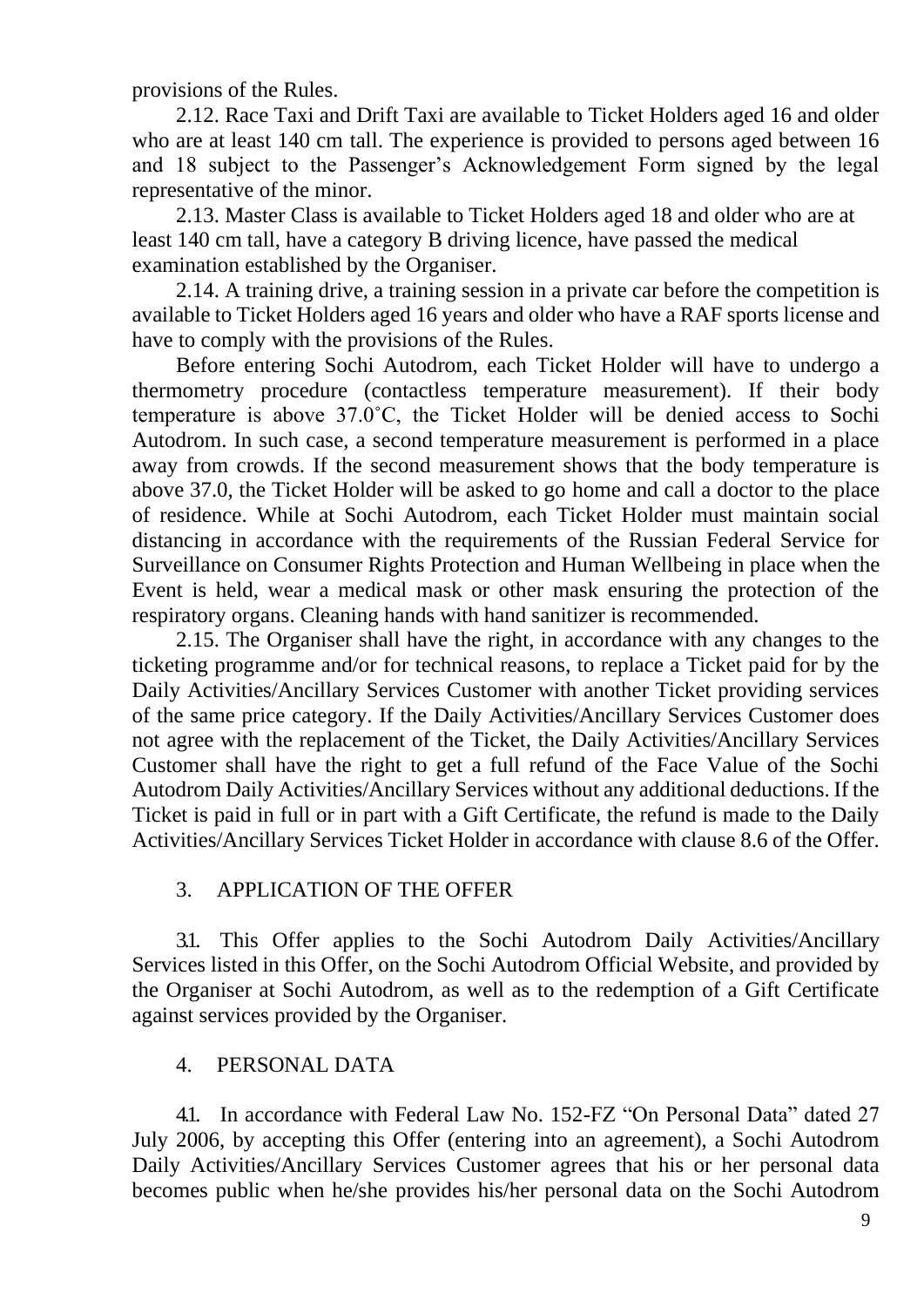provisions of the Rules.

2.12. Race Taxi and Drift Taxi are available to Ticket Holders aged 16 and older who are at least 140 cm tall. The experience is provided to persons aged between 16 and 18 subject to the Passenger's Acknowledgement Form signed by the legal representative of the minor.

2.13. Master Class is available to Ticket Holders aged 18 and older who are at least 140 cm tall, have a category B driving licence, have passed the medical examination established by the Organiser.

2.14. A training drive, a training session in a private car before the competition is available to Ticket Holders aged 16 years and older who have a RAF sports license and have to comply with the provisions of the Rules.

Before entering Sochi Autodrom, each Ticket Holder will have to undergo a thermometry procedure (contactless temperature measurement). If their body temperature is above 37.0˚C, the Ticket Holder will be denied access to Sochi Autodrom. In such case, a second temperature measurement is performed in a place away from crowds. If the second measurement shows that the body temperature is above 37.0, the Ticket Holder will be asked to go home and call a doctor to the place of residence. While at Sochi Autodrom, each Ticket Holder must maintain social distancing in accordance with the requirements of the Russian Federal Service for Surveillance on Consumer Rights Protection and Human Wellbeing in place when the Event is held, wear a medical mask or other mask ensuring the protection of the respiratory organs. Cleaning hands with hand sanitizer is recommended.

2.15. The Organiser shall have the right, in accordance with any changes to the ticketing programme and/or for technical reasons, to replace a Ticket paid for by the Daily Activities/Ancillary Services Customer with another Ticket providing services of the same price category. If the Daily Activities/Ancillary Services Customer does not agree with the replacement of the Ticket, the Daily Activities/Ancillary Services Customer shall have the right to get a full refund of the Face Value of the Sochi Autodrom Daily Activities/Ancillary Services without any additional deductions. If the Ticket is paid in full or in part with a Gift Certificate, the refund is made to the Daily Activities/Ancillary Services Ticket Holder in accordance with clause 8.6 of the Offer.

## 3. APPLICATION OF THE OFFER

3.1. This Offer applies to the Sochi Autodrom Daily Activities/Ancillary Services listed in this Offer, on the Sochi Autodrom Official Website, and provided by the Organiser at Sochi Autodrom, as well as to the redemption of a Gift Certificate against services provided by the Organiser.

## 4. PERSONAL DATA

4.1. In accordance with Federal Law No. 152-FZ "On Personal Data" dated 27 July 2006, by accepting this Offer (entering into an agreement), a Sochi Autodrom Daily Activities/Ancillary Services Customer agrees that his or her personal data becomes public when he/she provides his/her personal data on the Sochi Autodrom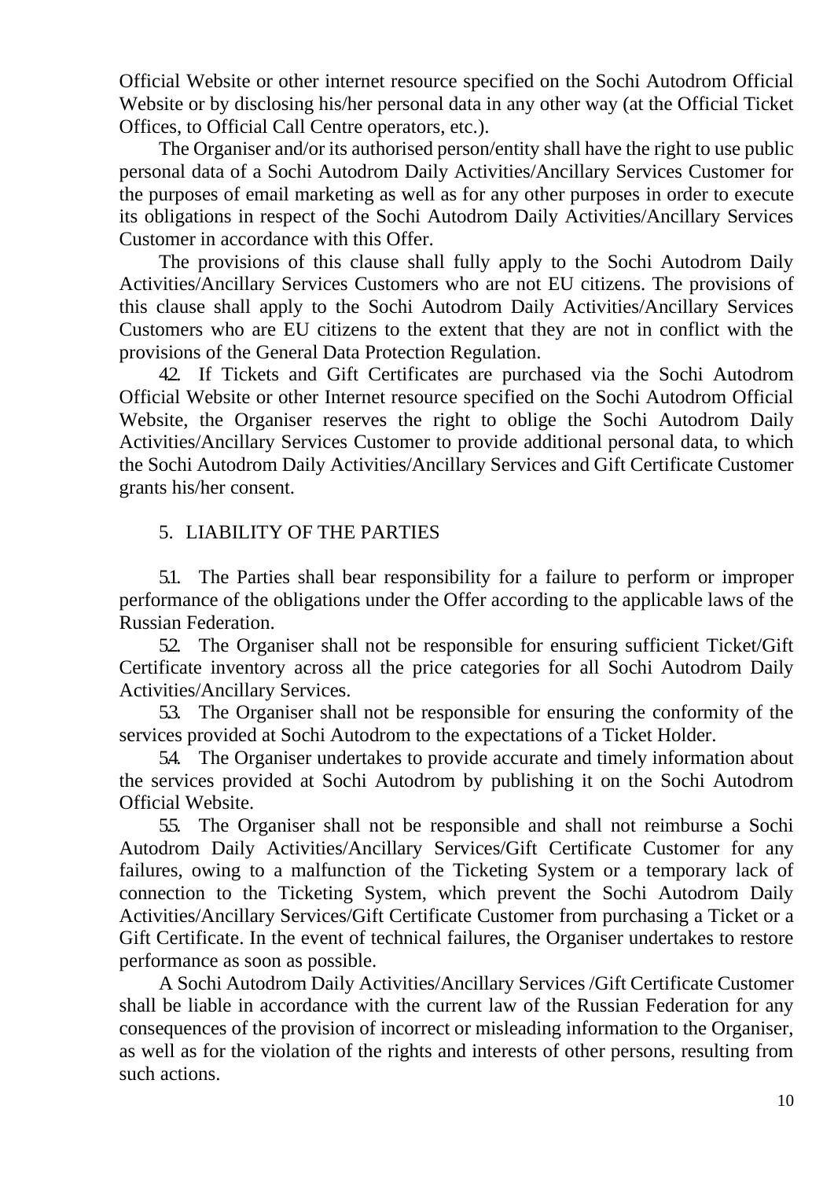Official Website or other internet resource specified on the Sochi Autodrom Official Website or by disclosing his/her personal data in any other way (at the Official Ticket Offices, to Official Call Centre operators, etc.).

The Organiser and/or its authorised person/entity shall have the right to use public personal data of a Sochi Autodrom Daily Activities/Ancillary Services Customer for the purposes of email marketing as well as for any other purposes in order to execute its obligations in respect of the Sochi Autodrom Daily Activities/Ancillary Services Customer in accordance with this Offer.

The provisions of this clause shall fully apply to the Sochi Autodrom Daily Activities/Ancillary Services Customers who are not EU citizens. The provisions of this clause shall apply to the Sochi Autodrom Daily Activities/Ancillary Services Customers who are EU citizens to the extent that they are not in conflict with the provisions of the General Data Protection Regulation.

4.2. If Tickets and Gift Certificates are purchased via the Sochi Autodrom Official Website or other Internet resource specified on the Sochi Autodrom Official Website, the Organiser reserves the right to oblige the Sochi Autodrom Daily Activities/Ancillary Services Customer to provide additional personal data, to which the Sochi Autodrom Daily Activities/Ancillary Services and Gift Certificate Customer grants his/her consent.

## 5. LIABILITY OF THE PARTIES

5.1. The Parties shall bear responsibility for a failure to perform or improper performance of the obligations under the Offer according to the applicable laws of the Russian Federation.

5.2. The Organiser shall not be responsible for ensuring sufficient Ticket/Gift Certificate inventory across all the price categories for all Sochi Autodrom Daily Activities/Ancillary Services.

5.3. The Organiser shall not be responsible for ensuring the conformity of the services provided at Sochi Autodrom to the expectations of a Ticket Holder.

5.4. The Organiser undertakes to provide accurate and timely information about the services provided at Sochi Autodrom by publishing it on the Sochi Autodrom Official Website.

5.5. The Organiser shall not be responsible and shall not reimburse a Sochi Autodrom Daily Activities/Ancillary Services/Gift Certificate Customer for any failures, owing to a malfunction of the Ticketing System or a temporary lack of connection to the Ticketing System, which prevent the Sochi Autodrom Daily Activities/Ancillary Services/Gift Certificate Customer from purchasing a Ticket or a Gift Certificate. In the event of technical failures, the Organiser undertakes to restore performance as soon as possible.

A Sochi Autodrom Daily Activities/Ancillary Services /Gift Certificate Customer shall be liable in accordance with the current law of the Russian Federation for any consequences of the provision of incorrect or misleading information to the Organiser, as well as for the violation of the rights and interests of other persons, resulting from such actions.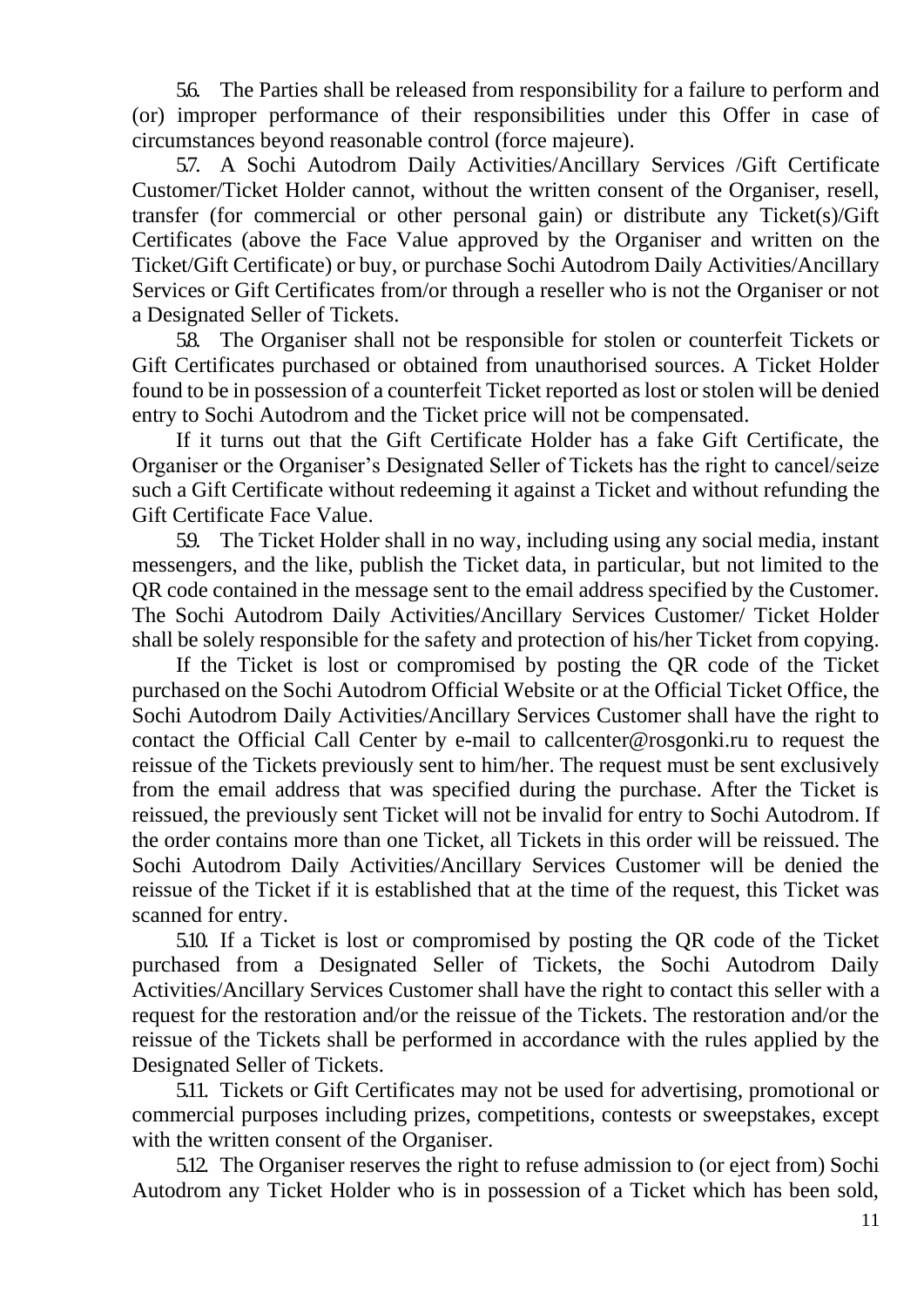5.6. The Parties shall be released from responsibility for a failure to perform and (or) improper performance of their responsibilities under this Offer in case of circumstances beyond reasonable control (force majeure).

5.7. A Sochi Autodrom Daily Activities/Ancillary Services /Gift Certificate Customer/Ticket Holder cannot, without the written consent of the Organiser, resell, transfer (for commercial or other personal gain) or distribute any Ticket(s)/Gift Certificates (above the Face Value approved by the Organiser and written on the Ticket/Gift Certificate) or buy, or purchase Sochi Autodrom Daily Activities/Ancillary Services or Gift Certificates from/or through a reseller who is not the Organiser or not a Designated Seller of Tickets.

5.8. The Organiser shall not be responsible for stolen or counterfeit Tickets or Gift Certificates purchased or obtained from unauthorised sources. A Ticket Holder found to be in possession of a counterfeit Ticket reported as lost or stolen will be denied entry to Sochi Autodrom and the Ticket price will not be compensated.

If it turns out that the Gift Certificate Holder has a fake Gift Certificate, the Organiser or the Organiser's Designated Seller of Tickets has the right to cancel/seize such a Gift Certificate without redeeming it against a Ticket and without refunding the Gift Certificate Face Value.

5.9. The Ticket Holder shall in no way, including using any social media, instant messengers, and the like, publish the Ticket data, in particular, but not limited to the QR code contained in the message sent to the email address specified by the Customer. The Sochi Autodrom Daily Activities/Ancillary Services Customer/ Ticket Holder shall be solely responsible for the safety and protection of his/her Ticket from copying.

If the Ticket is lost or compromised by posting the QR code of the Ticket purchased on the Sochi Autodrom Official Website or at the Official Ticket Office, the Sochi Autodrom Daily Activities/Ancillary Services Customer shall have the right to contact the Official Call Center by e-mail to callcenter@rosgonki.ru to request the reissue of the Tickets previously sent to him/her. The request must be sent exclusively from the email address that was specified during the purchase. After the Ticket is reissued, the previously sent Ticket will not be invalid for entry to Sochi Autodrom. If the order contains more than one Ticket, all Tickets in this order will be reissued. The Sochi Autodrom Daily Activities/Ancillary Services Customer will be denied the reissue of the Ticket if it is established that at the time of the request, this Ticket was scanned for entry.

5.10. If a Ticket is lost or compromised by posting the QR code of the Ticket purchased from a Designated Seller of Tickets, the Sochi Autodrom Daily Activities/Ancillary Services Customer shall have the right to contact this seller with a request for the restoration and/or the reissue of the Tickets. The restoration and/or the reissue of the Tickets shall be performed in accordance with the rules applied by the Designated Seller of Tickets.

5.11. Tickets or Gift Certificates may not be used for advertising, promotional or commercial purposes including prizes, competitions, contests or sweepstakes, except with the written consent of the Organiser.

5.12. The Organiser reserves the right to refuse admission to (or eject from) Sochi Autodrom any Ticket Holder who is in possession of a Ticket which has been sold,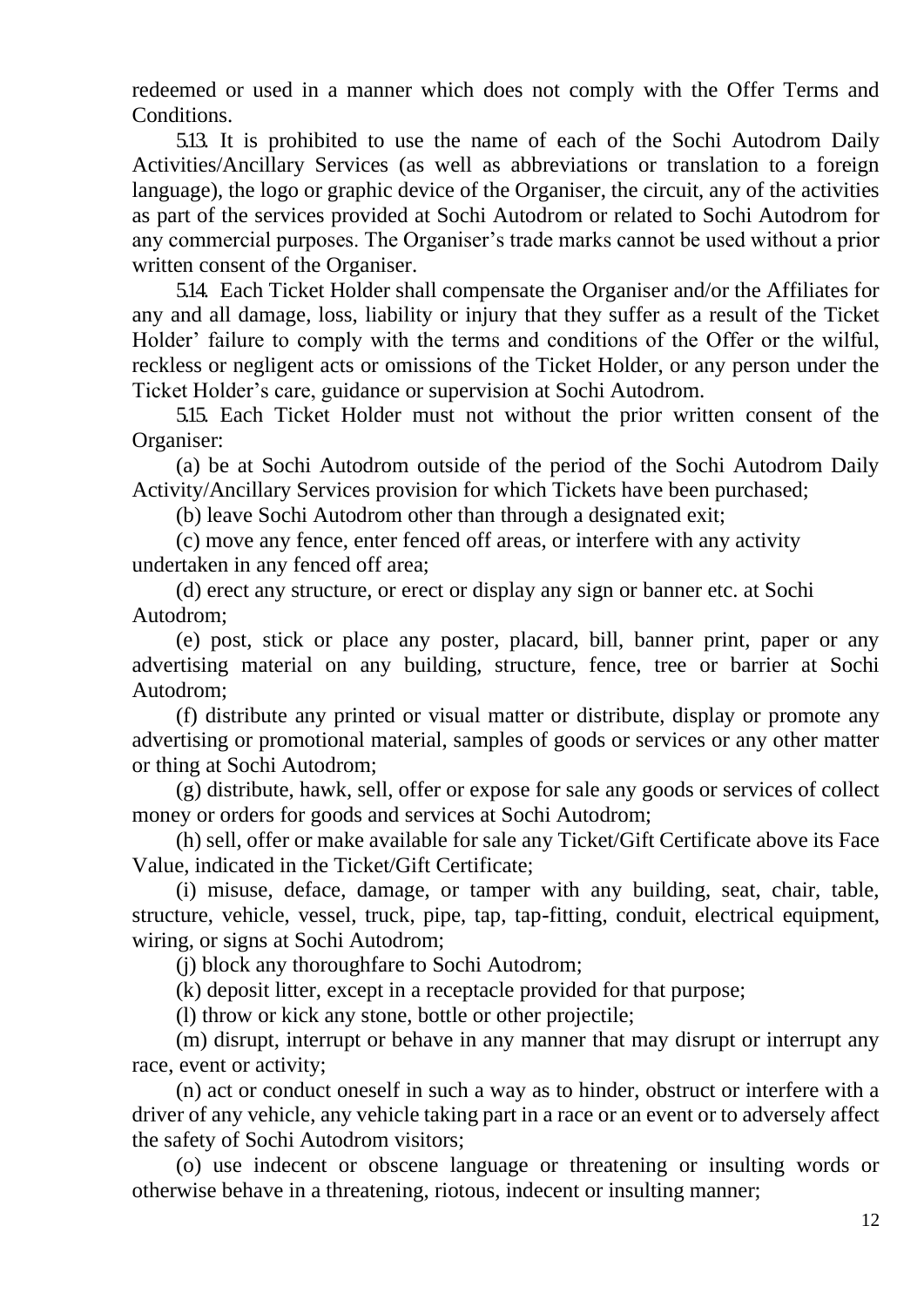redeemed or used in a manner which does not comply with the Offer Terms and Conditions.

5.13. It is prohibited to use the name of each of the Sochi Autodrom Daily Activities/Ancillary Services (as well as abbreviations or translation to a foreign language), the logo or graphic device of the Organiser, the circuit, any of the activities as part of the services provided at Sochi Autodrom or related to Sochi Autodrom for any commercial purposes. The Organiser's trade marks cannot be used without a prior written consent of the Organiser.

5.14. Each Ticket Holder shall compensate the Organiser and/or the Affiliates for any and all damage, loss, liability or injury that they suffer as a result of the Ticket Holder' failure to comply with the terms and conditions of the Offer or the wilful, reckless or negligent acts or omissions of the Ticket Holder, or any person under the Ticket Holder's care, guidance or supervision at Sochi Autodrom.

5.15. Each Ticket Holder must not without the prior written consent of the Organiser:

(a) be at Sochi Autodrom outside of the period of the Sochi Autodrom Daily Activity/Ancillary Services provision for which Tickets have been purchased;

(b) leave Sochi Autodrom other than through a designated exit;

(c) move any fence, enter fenced off areas, or interfere with any activity undertaken in any fenced off area;

(d) erect any structure, or erect or display any sign or banner etc. at Sochi Autodrom;

(e) post, stick or place any poster, placard, bill, banner print, paper or any advertising material on any building, structure, fence, tree or barrier at Sochi Autodrom;

(f) distribute any printed or visual matter or distribute, display or promote any advertising or promotional material, samples of goods or services or any other matter or thing at Sochi Autodrom;

(g) distribute, hawk, sell, offer or expose for sale any goods or services of collect money or orders for goods and services at Sochi Autodrom;

(h) sell, offer or make available for sale any Ticket/Gift Certificate above its Face Value, indicated in the Ticket/Gift Certificate;

(i) misuse, deface, damage, or tamper with any building, seat, chair, table, structure, vehicle, vessel, truck, pipe, tap, tap-fitting, conduit, electrical equipment, wiring, or signs at Sochi Autodrom;

(j) block any thoroughfare to Sochi Autodrom;

(k) deposit litter, except in a receptacle provided for that purpose;

(l) throw or kick any stone, bottle or other projectile;

(m) disrupt, interrupt or behave in any manner that may disrupt or interrupt any race, event or activity;

(n) act or conduct oneself in such a way as to hinder, obstruct or interfere with a driver of any vehicle, any vehicle taking part in a race or an event or to adversely affect the safety of Sochi Autodrom visitors;

(o) use indecent or obscene language or threatening or insulting words or otherwise behave in a threatening, riotous, indecent or insulting manner;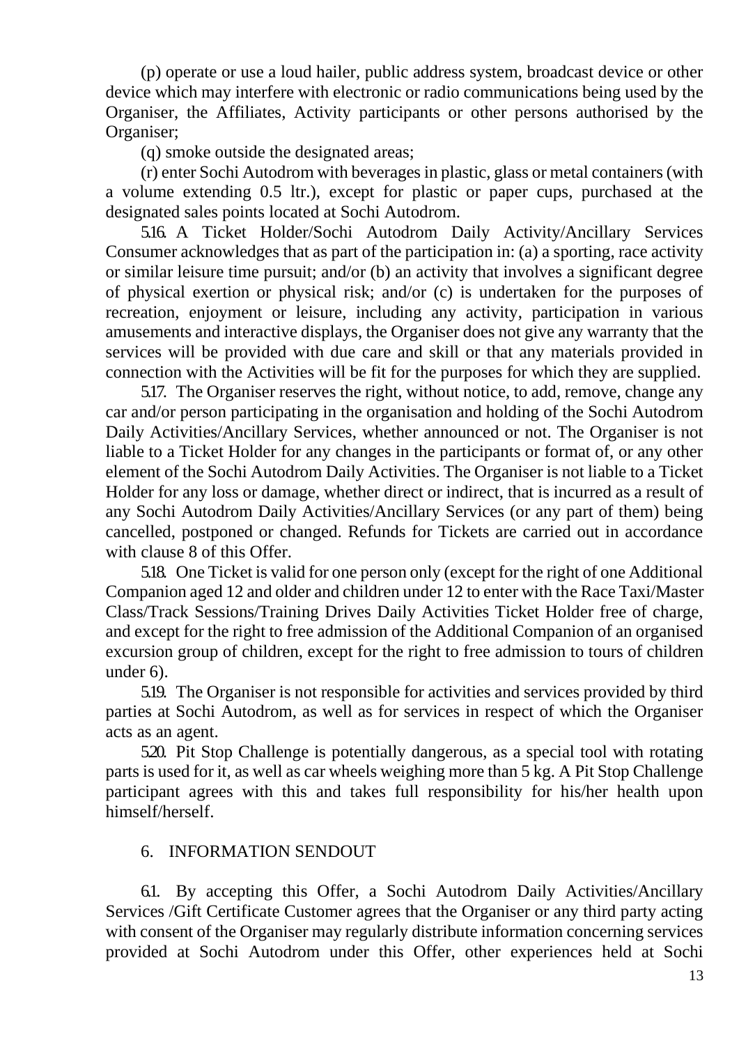(p) operate or use a loud hailer, public address system, broadcast device or other device which may interfere with electronic or radio communications being used by the Organiser, the Affiliates, Activity participants or other persons authorised by the Organiser;

(q) smoke outside the designated areas;

(r) enter Sochi Autodrom with beverages in plastic, glass or metal containers (with a volume extending 0.5 ltr.), except for plastic or paper cups, purchased at the designated sales points located at Sochi Autodrom.

5.16. A Ticket Holder/Sochi Autodrom Daily Activity/Ancillary Services Consumer acknowledges that as part of the participation in: (a) a sporting, race activity or similar leisure time pursuit; and/or (b) an activity that involves a significant degree of physical exertion or physical risk; and/or (c) is undertaken for the purposes of recreation, enjoyment or leisure, including any activity, participation in various amusements and interactive displays, the Organiser does not give any warranty that the services will be provided with due care and skill or that any materials provided in connection with the Activities will be fit for the purposes for which they are supplied.

5.17. The Organiser reserves the right, without notice, to add, remove, change any car and/or person participating in the organisation and holding of the Sochi Autodrom Daily Activities/Ancillary Services, whether announced or not. The Organiser is not liable to a Ticket Holder for any changes in the participants or format of, or any other element of the Sochi Autodrom Daily Activities. The Organiser is not liable to a Ticket Holder for any loss or damage, whether direct or indirect, that is incurred as a result of any Sochi Autodrom Daily Activities/Ancillary Services (or any part of them) being cancelled, postponed or changed. Refunds for Tickets are carried out in accordance with clause 8 of this Offer.

5.18. One Ticket is valid for one person only (except for the right of one Additional Companion aged 12 and older and children under 12 to enter with the Race Taxi/Master Class/Track Sessions/Training Drives Daily Activities Ticket Holder free of charge, and except for the right to free admission of the Additional Companion of an organised excursion group of children, except for the right to free admission to tours of children under 6).

5.19. The Organiser is not responsible for activities and services provided by third parties at Sochi Autodrom, as well as for services in respect of which the Organiser acts as an agent.

5.20. Pit Stop Challenge is potentially dangerous, as a special tool with rotating parts is used for it, as well as car wheels weighing more than 5 kg. A Pit Stop Challenge participant agrees with this and takes full responsibility for his/her health upon himself/herself.

## 6. INFORMATION SENDOUT

6.1. By accepting this Offer, a Sochi Autodrom Daily Activities/Ancillary Services /Gift Certificate Customer agrees that the Organiser or any third party acting with consent of the Organiser may regularly distribute information concerning services provided at Sochi Autodrom under this Offer, other experiences held at Sochi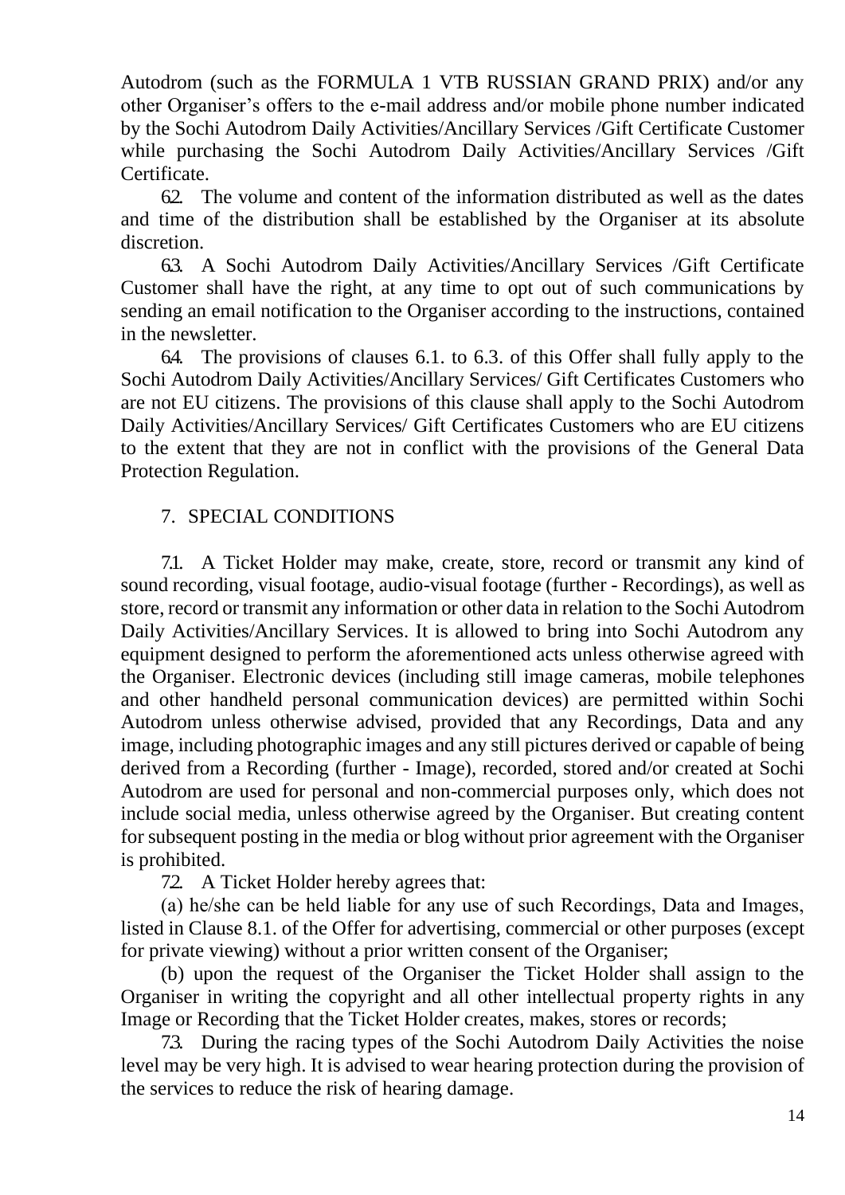Autodrom (such as the FORMULA 1 VTB RUSSIAN GRAND PRIX) and/or any other Organiser's offers to the e-mail address and/or mobile phone number indicated by the Sochi Autodrom Daily Activities/Ancillary Services /Gift Certificate Customer while purchasing the Sochi Autodrom Daily Activities/Ancillary Services /Gift Certificate.

6.2. The volume and content of the information distributed as well as the dates and time of the distribution shall be established by the Organiser at its absolute discretion.

6.3. A Sochi Autodrom Daily Activities/Ancillary Services /Gift Certificate Customer shall have the right, at any time to opt out of such communications by sending an email notification to the Organiser according to the instructions, contained in the newsletter.

6.4. The provisions of clauses 6.1. to 6.3. of this Offer shall fully apply to the Sochi Autodrom Daily Activities/Ancillary Services/ Gift Certificates Customers who are not EU citizens. The provisions of this clause shall apply to the Sochi Autodrom Daily Activities/Ancillary Services/ Gift Certificates Customers who are EU citizens to the extent that they are not in conflict with the provisions of the General Data Protection Regulation.

## 7. SPECIAL CONDITIONS

7.1. A Ticket Holder may make, create, store, record or transmit any kind of sound recording, visual footage, audio-visual footage (further - Recordings), as well as store, record or transmit any information or other data in relation to the Sochi Autodrom Daily Activities/Ancillary Services. It is allowed to bring into Sochi Autodrom any equipment designed to perform the aforementioned acts unless otherwise agreed with the Organiser. Electronic devices (including still image cameras, mobile telephones and other handheld personal communication devices) are permitted within Sochi Autodrom unless otherwise advised, provided that any Recordings, Data and any image, including photographic images and any still pictures derived or capable of being derived from a Recording (further - Image), recorded, stored and/or created at Sochi Autodrom are used for personal and non-commercial purposes only, which does not include social media, unless otherwise agreed by the Organiser. But creating content for subsequent posting in the media or blog without prior agreement with the Organiser is prohibited.

7.2. A Ticket Holder hereby agrees that:

(a) he/she can be held liable for any use of such Recordings, Data and Images, listed in Clause 8.1. of the Offer for advertising, commercial or other purposes (except for private viewing) without a prior written consent of the Organiser;

(b) upon the request of the Organiser the Ticket Holder shall assign to the Organiser in writing the copyright and all other intellectual property rights in any Image or Recording that the Ticket Holder creates, makes, stores or records;

7.3. During the racing types of the Sochi Autodrom Daily Activities the noise level may be very high. It is advised to wear hearing protection during the provision of the services to reduce the risk of hearing damage.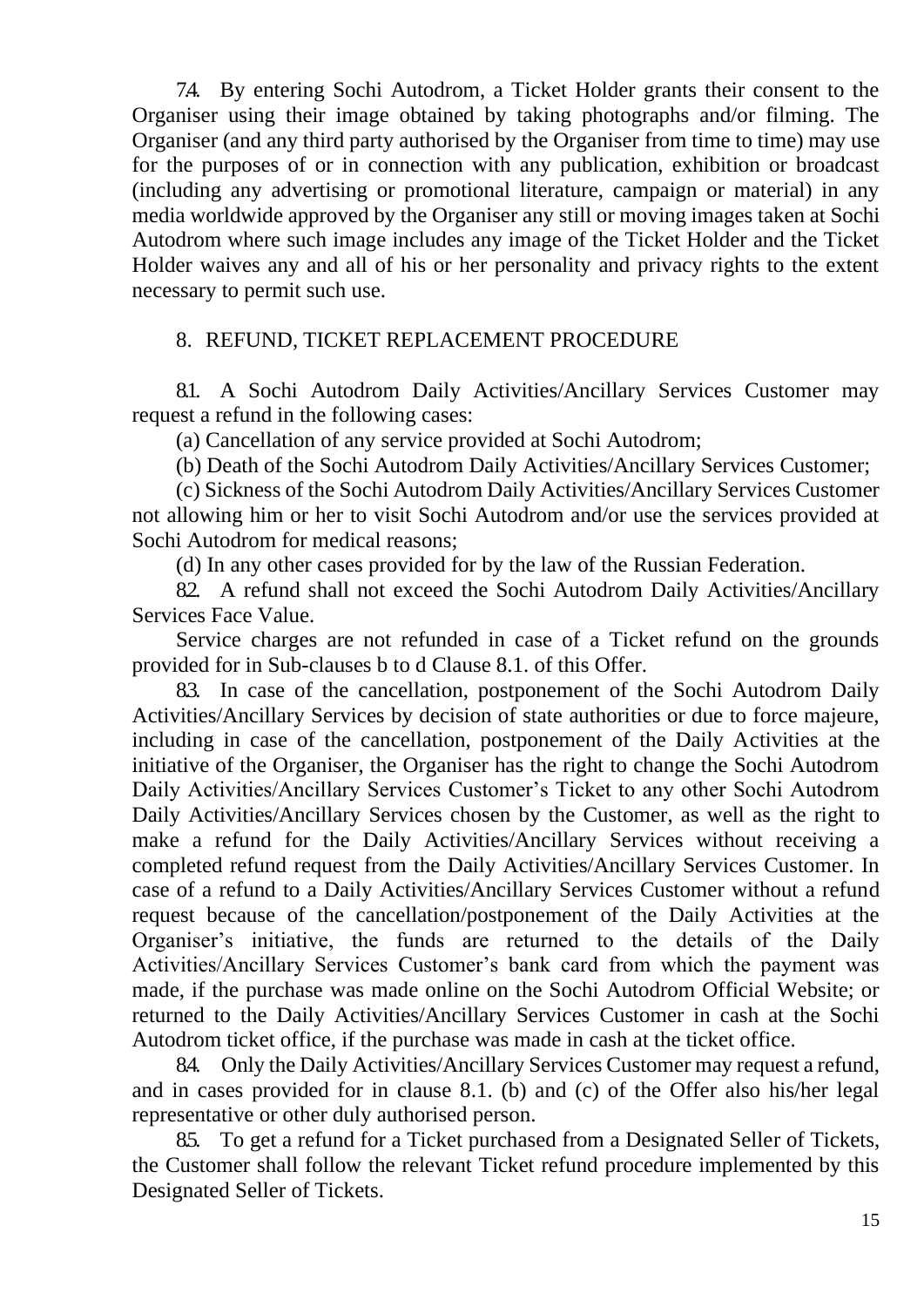7.4. By entering Sochi Autodrom, a Ticket Holder grants their consent to the Organiser using their image obtained by taking photographs and/or filming. The Organiser (and any third party authorised by the Organiser from time to time) may use for the purposes of or in connection with any publication, exhibition or broadcast (including any advertising or promotional literature, campaign or material) in any media worldwide approved by the Organiser any still or moving images taken at Sochi Autodrom where such image includes any image of the Ticket Holder and the Ticket Holder waives any and all of his or her personality and privacy rights to the extent necessary to permit such use.

## 8. REFUND, TICKET REPLACEMENT PROCEDURE

8.1. A Sochi Autodrom Daily Activities/Ancillary Services Customer may request a refund in the following cases:

(a) Cancellation of any service provided at Sochi Autodrom;

(b) Death of the Sochi Autodrom Daily Activities/Ancillary Services Customer;

(c) Sickness of the Sochi Autodrom Daily Activities/Ancillary Services Customer not allowing him or her to visit Sochi Autodrom and/or use the services provided at Sochi Autodrom for medical reasons;

(d) In any other cases provided for by the law of the Russian Federation.

8.2. A refund shall not exceed the Sochi Autodrom Daily Activities/Ancillary Services Face Value.

Service charges are not refunded in case of a Ticket refund on the grounds provided for in Sub-clauses b to d Clause 8.1. of this Offer.

8.3. In case of the cancellation, postponement of the Sochi Autodrom Daily Activities/Ancillary Services by decision of state authorities or due to force majeure, including in case of the cancellation, postponement of the Daily Activities at the initiative of the Organiser, the Organiser has the right to change the Sochi Autodrom Daily Activities/Ancillary Services Customer's Ticket to any other Sochi Autodrom Daily Activities/Ancillary Services chosen by the Customer, as well as the right to make a refund for the Daily Activities/Ancillary Services without receiving a completed refund request from the Daily Activities/Ancillary Services Customer. In case of a refund to a Daily Activities/Ancillary Services Customer without a refund request because of the cancellation/postponement of the Daily Activities at the Organiser's initiative, the funds are returned to the details of the Daily Activities/Ancillary Services Customer's bank card from which the payment was made, if the purchase was made online on the Sochi Autodrom Official Website; or returned to the Daily Activities/Ancillary Services Customer in cash at the Sochi Autodrom ticket office, if the purchase was made in cash at the ticket office.

8.4. Only the Daily Activities/Ancillary Services Customer may request a refund, and in cases provided for in clause 8.1. (b) and (c) of the Offer also his/her legal representative or other duly authorised person.

8.5. To get a refund for a Ticket purchased from a Designated Seller of Tickets, the Customer shall follow the relevant Ticket refund procedure implemented by this Designated Seller of Tickets.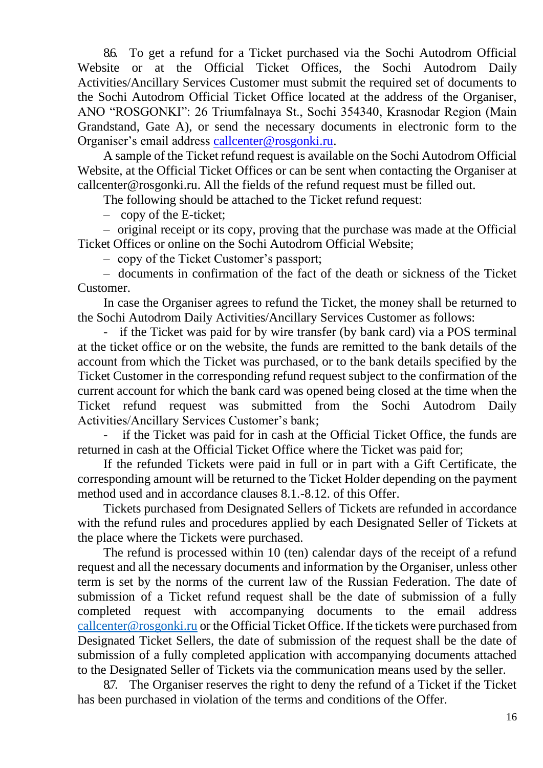8.6. To get a refund for a Ticket purchased via the Sochi Autodrom Official Website or at the Official Ticket Offices, the Sochi Autodrom Daily Activities/Ancillary Services Customer must submit the required set of documents to the Sochi Autodrom Official Ticket Office located at the address of the Organiser, ANO "ROSGONKI": 26 Triumfalnaya St., Sochi 354340, Krasnodar Region (Main Grandstand, Gate A), or send the necessary documents in electronic form to the Organiser's email address callcenter@rosgonki.ru.

A sample of the Ticket refund request is available on the Sochi Autodrom Official Website, at the Official Ticket Offices or can be sent when contacting the Organiser at callcenter@rosgonki.ru. All the fields of the refund request must be filled out.

The following should be attached to the Ticket refund request:

– copy of the E-ticket;

– original receipt or its copy, proving that the purchase was made at the Official Ticket Offices or online on the Sochi Autodrom Official Website;

– copy of the Ticket Customer's passport;

– documents in confirmation of the fact of the death or sickness of the Ticket Customer.

In case the Organiser agrees to refund the Ticket, the money shall be returned to the Sochi Autodrom Daily Activities/Ancillary Services Customer as follows:

- if the Ticket was paid for by wire transfer (by bank card) via a POS terminal at the ticket office or on the website, the funds are remitted to the bank details of the account from which the Ticket was purchased, or to the bank details specified by the Ticket Customer in the corresponding refund request subject to the confirmation of the current account for which the bank card was opened being closed at the time when the Ticket refund request was submitted from the Sochi Autodrom Daily Activities/Ancillary Services Customer's bank;

- if the Ticket was paid for in cash at the Official Ticket Office, the funds are returned in cash at the Official Ticket Office where the Ticket was paid for;

If the refunded Tickets were paid in full or in part with a Gift Certificate, the corresponding amount will be returned to the Ticket Holder depending on the payment method used and in accordance clauses 8.1.-8.12. of this Offer.

Tickets purchased from Designated Sellers of Tickets are refunded in accordance with the refund rules and procedures applied by each Designated Seller of Tickets at the place where the Tickets were purchased.

The refund is processed within 10 (ten) calendar days of the receipt of a refund request and all the necessary documents and information by the Organiser, unless other term is set by the norms of the current law of the Russian Federation. The date of submission of a Ticket refund request shall be the date of submission of a fully completed request with accompanying documents to the email address callcenter@rosgonki.ru or the Official Ticket Office. If the tickets were purchased from Designated Ticket Sellers, the date of submission of the request shall be the date of submission of a fully completed application with accompanying documents attached to the Designated Seller of Tickets via the communication means used by the seller.

8.7. The Organiser reserves the right to deny the refund of a Ticket if the Ticket has been purchased in violation of the terms and conditions of the Offer.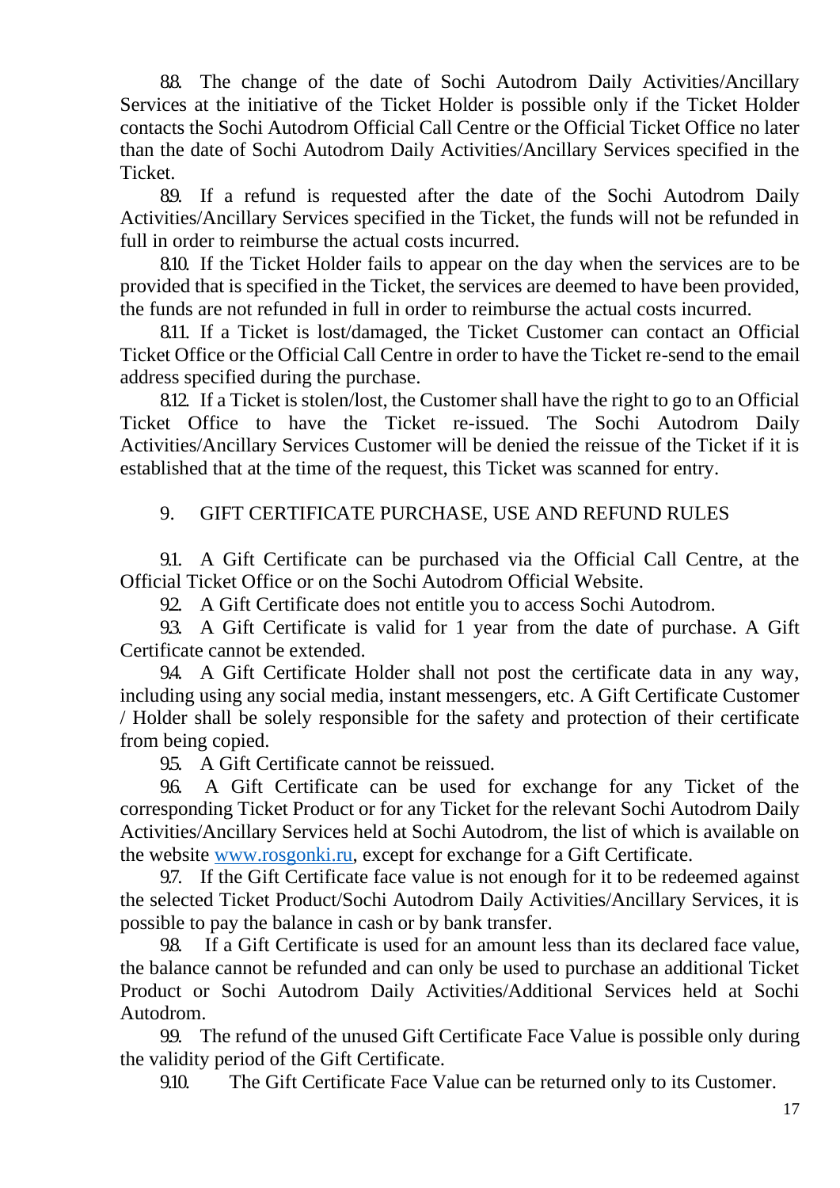8.8. The change of the date of Sochi Autodrom Daily Activities/Ancillary Services at the initiative of the Ticket Holder is possible only if the Ticket Holder contacts the Sochi Autodrom Official Call Centre or the Official Ticket Office no later than the date of Sochi Autodrom Daily Activities/Ancillary Services specified in the Ticket.

8.9. If a refund is requested after the date of the Sochi Autodrom Daily Activities/Ancillary Services specified in the Ticket, the funds will not be refunded in full in order to reimburse the actual costs incurred.

8.10. If the Ticket Holder fails to appear on the day when the services are to be provided that is specified in the Ticket, the services are deemed to have been provided, the funds are not refunded in full in order to reimburse the actual costs incurred.

8.11. If a Ticket is lost/damaged, the Ticket Customer can contact an Official Ticket Office or the Official Call Centre in order to have the Ticket re-send to the email address specified during the purchase.

8.12. If a Ticket is stolen/lost, the Customer shall have the right to go to an Official Ticket Office to have the Ticket re-issued. The Sochi Autodrom Daily Activities/Ancillary Services Customer will be denied the reissue of the Ticket if it is established that at the time of the request, this Ticket was scanned for entry.

## 9. GIFT CERTIFICATE PURCHASE, USE AND REFUND RULES

9.1. A Gift Certificate can be purchased via the Official Call Centre, at the Official Ticket Office or on the Sochi Autodrom Official Website.

9.2. A Gift Certificate does not entitle you to access Sochi Autodrom.

9.3. A Gift Certificate is valid for 1 year from the date of purchase. A Gift Certificate cannot be extended.

9.4. A Gift Certificate Holder shall not post the certificate data in any way, including using any social media, instant messengers, etc. A Gift Certificate Customer / Holder shall be solely responsible for the safety and protection of their certificate from being copied.

9.5. A Gift Certificate cannot be reissued.

9.6. A Gift Certificate can be used for exchange for any Ticket of the corresponding Ticket Product or for any Ticket for the relevant Sochi Autodrom Daily Activities/Ancillary Services held at Sochi Autodrom, the list of which is available on the website [www.rosgonki.ru](http://www.rosgonki.ru), except for exchange for a Gift Certificate.

9.7. If the Gift Certificate face value is not enough for it to be redeemed against the selected Ticket Product/Sochi Autodrom Daily Activities/Ancillary Services, it is possible to pay the balance in cash or by bank transfer.

9.8. If a Gift Certificate is used for an amount less than its declared face value, the balance cannot be refunded and can only be used to purchase an additional Ticket Product or Sochi Autodrom Daily Activities/Additional Services held at Sochi Autodrom.

9.9. The refund of the unused Gift Certificate Face Value is possible only during the validity period of the Gift Certificate.

9.10. The Gift Certificate Face Value can be returned only to its Customer.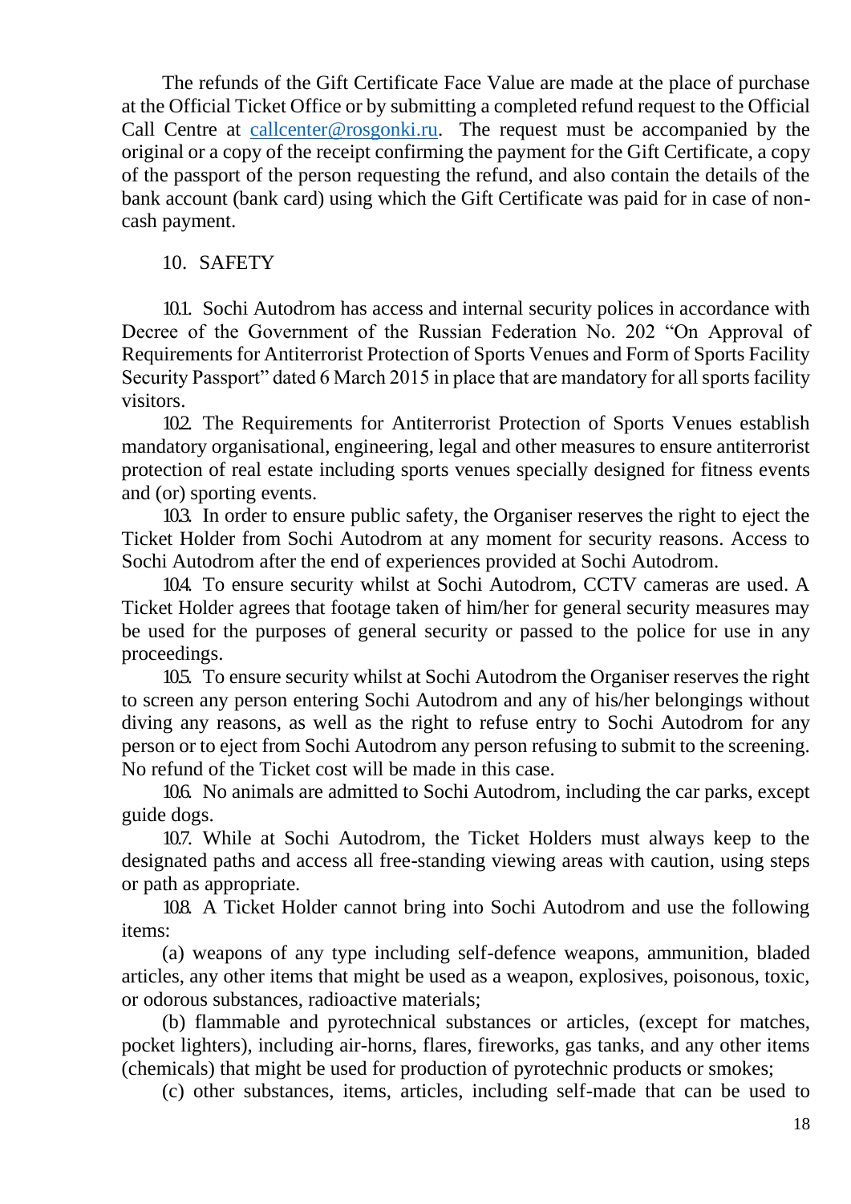The refunds of the Gift Certificate Face Value are made at the place of purchase at the Official Ticket Office or by submitting a completed refund request to the Official Call Centre at callcenter@rosgonki.ru. The request must be accompanied by the original or a copy of the receipt confirming the payment for the Gift Certificate, a copy of the passport of the person requesting the refund, and also contain the details of the bank account (bank card) using which the Gift Certificate was paid for in case of non-cash payment.

## 10. SAFETY

10.1. Sochi Autodrom has access and internal security polices in accordance with Decree of the Government of the Russian Federation No. 202 “On Approval of Requirements for Antiterrorist Protection of Sports Venues and Form of Sports Facility Security Passport” dated 6 March 2015 in place that are mandatory for all sports facility visitors.

10.2. The Requirements for Antiterrorist Protection of Sports Venues establish mandatory organisational, engineering, legal and other measures to ensure antiterrorist protection of real estate including sports venues specially designed for fitness events and (or) sporting events.

10.3. In order to ensure public safety, the Organiser reserves the right to eject the Ticket Holder from Sochi Autodrom at any moment for security reasons. Access to Sochi Autodrom after the end of experiences provided at Sochi Autodrom.

10.4. To ensure security whilst at Sochi Autodrom, CCTV cameras are used. A Ticket Holder agrees that footage taken of him/her for general security measures may be used for the purposes of general security or passed to the police for use in any proceedings.

10.5. To ensure security whilst at Sochi Autodrom the Organiser reserves the right to screen any person entering Sochi Autodrom and any of his/her belongings without diving any reasons, as well as the right to refuse entry to Sochi Autodrom for any person or to eject from Sochi Autodrom any person refusing to submit to the screening. No refund of the Ticket cost will be made in this case.

10.6. No animals are admitted to Sochi Autodrom, including the car parks, except guide dogs.

10.7. While at Sochi Autodrom, the Ticket Holders must always keep to the designated paths and access all free-standing viewing areas with caution, using steps or path as appropriate.

10.8. A Ticket Holder cannot bring into Sochi Autodrom and use the following items:

(a) weapons of any type including self-defence weapons, ammunition, bladed articles, any other items that might be used as a weapon, explosives, poisonous, toxic, or odorous substances, radioactive materials;

(b) flammable and pyrotechnical substances or articles, (except for matches, pocket lighters), including air-horns, flares, fireworks, gas tanks, and any other items (chemicals) that might be used for production of pyrotechnic products or smokes;

(c) other substances, items, articles, including self-made that can be used to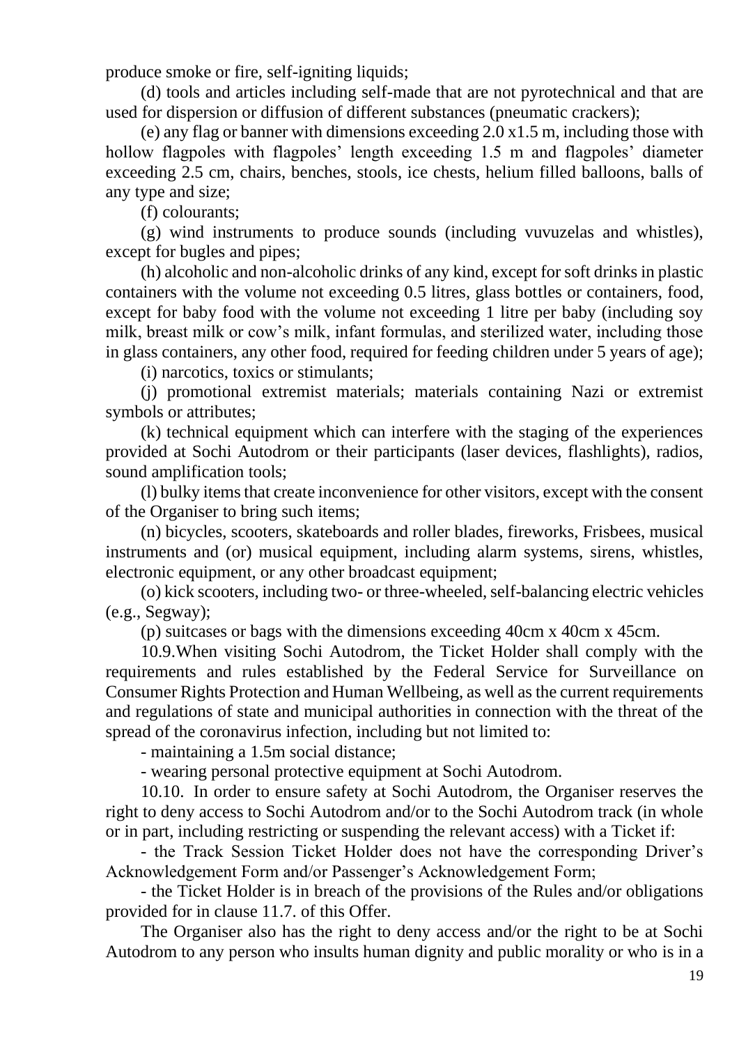produce smoke or fire, self-igniting liquids;

(d) tools and articles including self-made that are not pyrotechnical and that are used for dispersion or diffusion of different substances (pneumatic crackers);

(e) any flag or banner with dimensions exceeding 2.0 x1.5 m, including those with hollow flagpoles with flagpoles' length exceeding 1.5 m and flagpoles' diameter exceeding 2.5 cm, chairs, benches, stools, ice chests, helium filled balloons, balls of any type and size;

(f) colourants;

(g) wind instruments to produce sounds (including vuvuzelas and whistles), except for bugles and pipes;

(h) alcoholic and non-alcoholic drinks of any kind, except for soft drinks in plastic containers with the volume not exceeding 0.5 litres, glass bottles or containers, food, except for baby food with the volume not exceeding 1 litre per baby (including soy milk, breast milk or cow's milk, infant formulas, and sterilized water, including those in glass containers, any other food, required for feeding children under 5 years of age);

(i) narcotics, toxics or stimulants;

(j) promotional extremist materials; materials containing Nazi or extremist symbols or attributes;

(k) technical equipment which can interfere with the staging of the experiences provided at Sochi Autodrom or their participants (laser devices, flashlights), radios, sound amplification tools;

(l) bulky items that create inconvenience for other visitors, except with the consent of the Organiser to bring such items;

(n) bicycles, scooters, skateboards and roller blades, fireworks, Frisbees, musical instruments and (or) musical equipment, including alarm systems, sirens, whistles, electronic equipment, or any other broadcast equipment;

(o) kick scooters, including two- or three-wheeled, self-balancing electric vehicles (e.g., Segway);

(p) suitcases or bags with the dimensions exceeding 40cm x 40cm x 45cm.

10.9.When visiting Sochi Autodrom, the Ticket Holder shall comply with the requirements and rules established by the Federal Service for Surveillance on Consumer Rights Protection and Human Wellbeing, as well as the current requirements and regulations of state and municipal authorities in connection with the threat of the spread of the coronavirus infection, including but not limited to:

- maintaining a 1.5m social distance;

- wearing personal protective equipment at Sochi Autodrom.

10.10. In order to ensure safety at Sochi Autodrom, the Organiser reserves the right to deny access to Sochi Autodrom and/or to the Sochi Autodrom track (in whole or in part, including restricting or suspending the relevant access) with a Ticket if:

- the Track Session Ticket Holder does not have the corresponding Driver's Acknowledgement Form and/or Passenger's Acknowledgement Form;

- the Ticket Holder is in breach of the provisions of the Rules and/or obligations provided for in clause 11.7. of this Offer.

The Organiser also has the right to deny access and/or the right to be at Sochi Autodrom to any person who insults human dignity and public morality or who is in a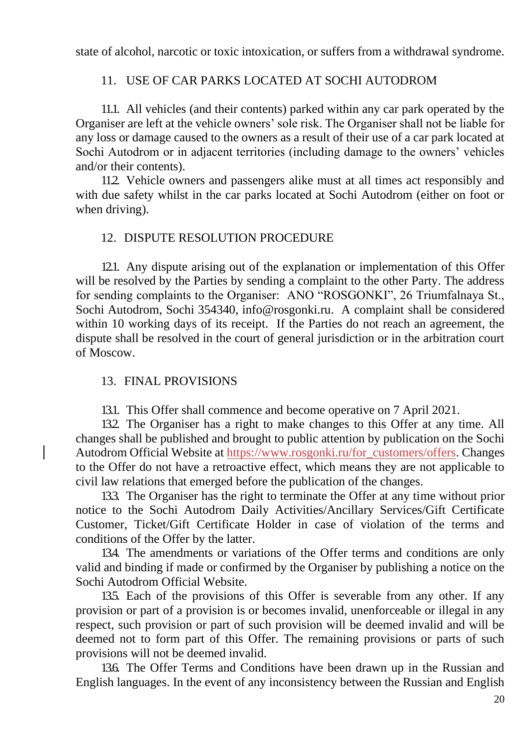state of alcohol, narcotic or toxic intoxication, or suffers from a withdrawal syndrome.

## 11. USE OF CAR PARKS LOCATED AT SOCHI AUTODROM

11.1. All vehicles (and their contents) parked within any car park operated by the Organiser are left at the vehicle owners' sole risk. The Organiser shall not be liable for any loss or damage caused to the owners as a result of their use of a car park located at Sochi Autodrom or in adjacent territories (including damage to the owners' vehicles and/or their contents).

11.2. Vehicle owners and passengers alike must at all times act responsibly and with due safety whilst in the car parks located at Sochi Autodrom (either on foot or when driving).

## 12. DISPUTE RESOLUTION PROCEDURE

12.1. Any dispute arising out of the explanation or implementation of this Offer will be resolved by the Parties by sending a complaint to the other Party. The address for sending complaints to the Organiser: ANO "ROSGONKI", 26 Triumfalnaya St., Sochi Autodrom, Sochi 354340, info@rosgonki.ru. A complaint shall be considered within 10 working days of its receipt. If the Parties do not reach an agreement, the dispute shall be resolved in the court of general jurisdiction or in the arbitration court of Moscow.

## 13. FINAL PROVISIONS

13.1. This Offer shall commence and become operative on 7 April 2021.

13.2. The Organiser has a right to make changes to this Offer at any time. All changes shall be published and brought to public attention by publication on the Sochi Autodrom Official Website at https://www.rosgonki.ru/for_customers/offers. Changes to the Offer do not have a retroactive effect, which means they are not applicable to civil law relations that emerged before the publication of the changes.

13.3. The Organiser has the right to terminate the Offer at any time without prior notice to the Sochi Autodrom Daily Activities/Ancillary Services/Gift Certificate Customer, Ticket/Gift Certificate Holder in case of violation of the terms and conditions of the Offer by the latter.

13.4. The amendments or variations of the Offer terms and conditions are only valid and binding if made or confirmed by the Organiser by publishing a notice on the Sochi Autodrom Official Website.

13.5. Each of the provisions of this Offer is severable from any other. If any provision or part of a provision is or becomes invalid, unenforceable or illegal in any respect, such provision or part of such provision will be deemed invalid and will be deemed not to form part of this Offer. The remaining provisions or parts of such provisions will not be deemed invalid.

13.6. The Offer Terms and Conditions have been drawn up in the Russian and English languages. In the event of any inconsistency between the Russian and English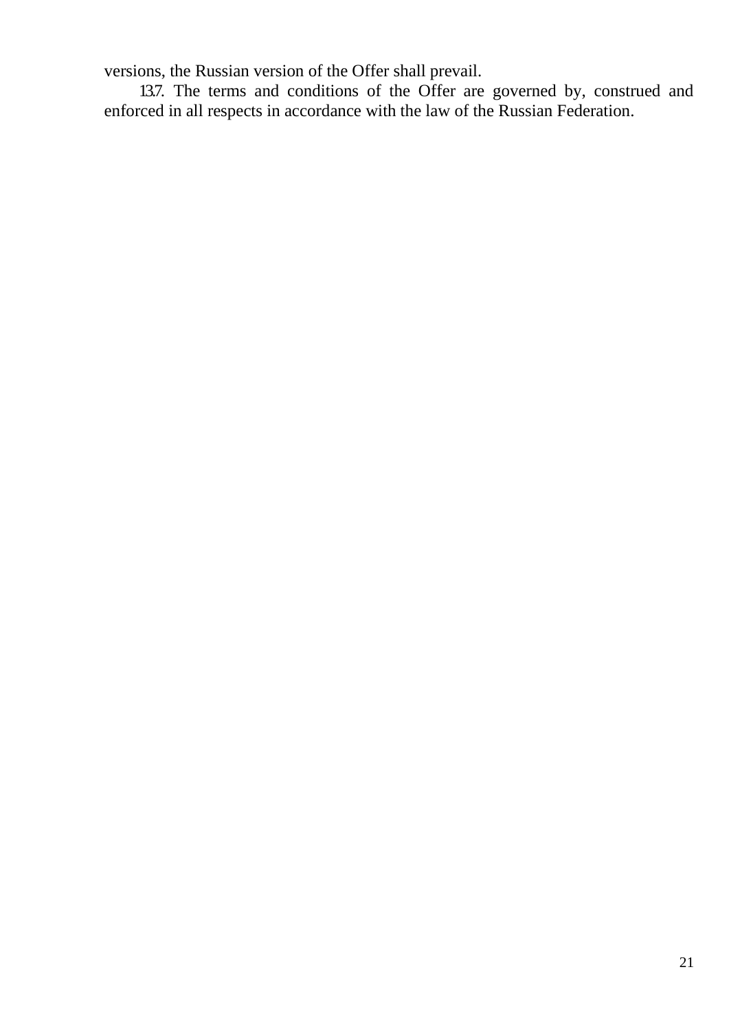versions, the Russian version of the Offer shall prevail.

13.7. The terms and conditions of the Offer are governed by, construed and enforced in all respects in accordance with the law of the Russian Federation.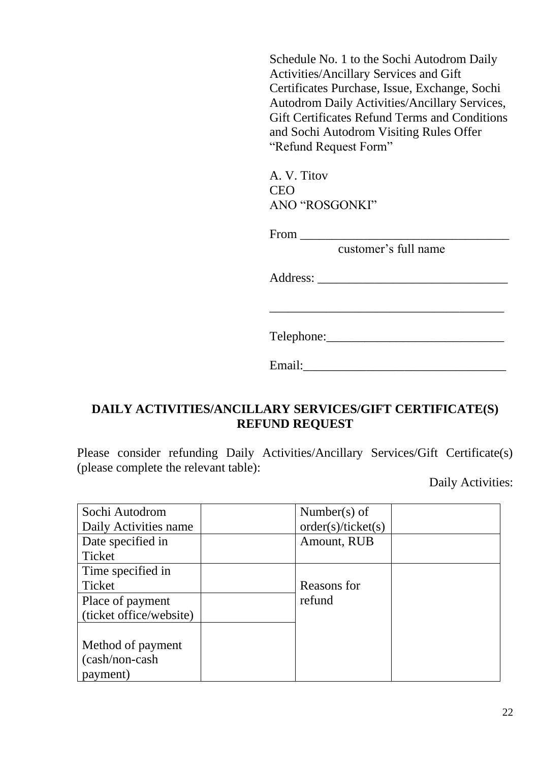Schedule No. 1 to the Sochi Autodrom Daily Activities/Ancillary Services and Gift Certificates Purchase, Issue, Exchange, Sochi Autodrom Daily Activities/Ancillary Services, Gift Certificates Refund Terms and Conditions and Sochi Autodrom Visiting Rules Offer “Refund Request Form”

A. V. Titov
CEO
ANO “ROSGONKI”

From ________________________________
customer’s full name

Address: ______________________________

_____________________________________

Telephone:____________________________

Email:________________________________

## DAILY ACTIVITIES/ANCILLARY SERVICES/GIFT CERTIFICATE(S) REFUND REQUEST

Please consider refunding Daily Activities/Ancillary Services/Gift Certificate(s) (please complete the relevant table):

Daily Activities:

| Sochi Autodrom Daily Activities name | | Number(s) of order(s)/ticket(s) | |
|---|---|---|---|
| Date specified in Ticket | | Amount, RUB | |
| Time specified in Ticket | | Reasons for refund | |
| Place of payment (ticket office/website) | | | |
| Method of payment (cash/non-cash payment) | | | |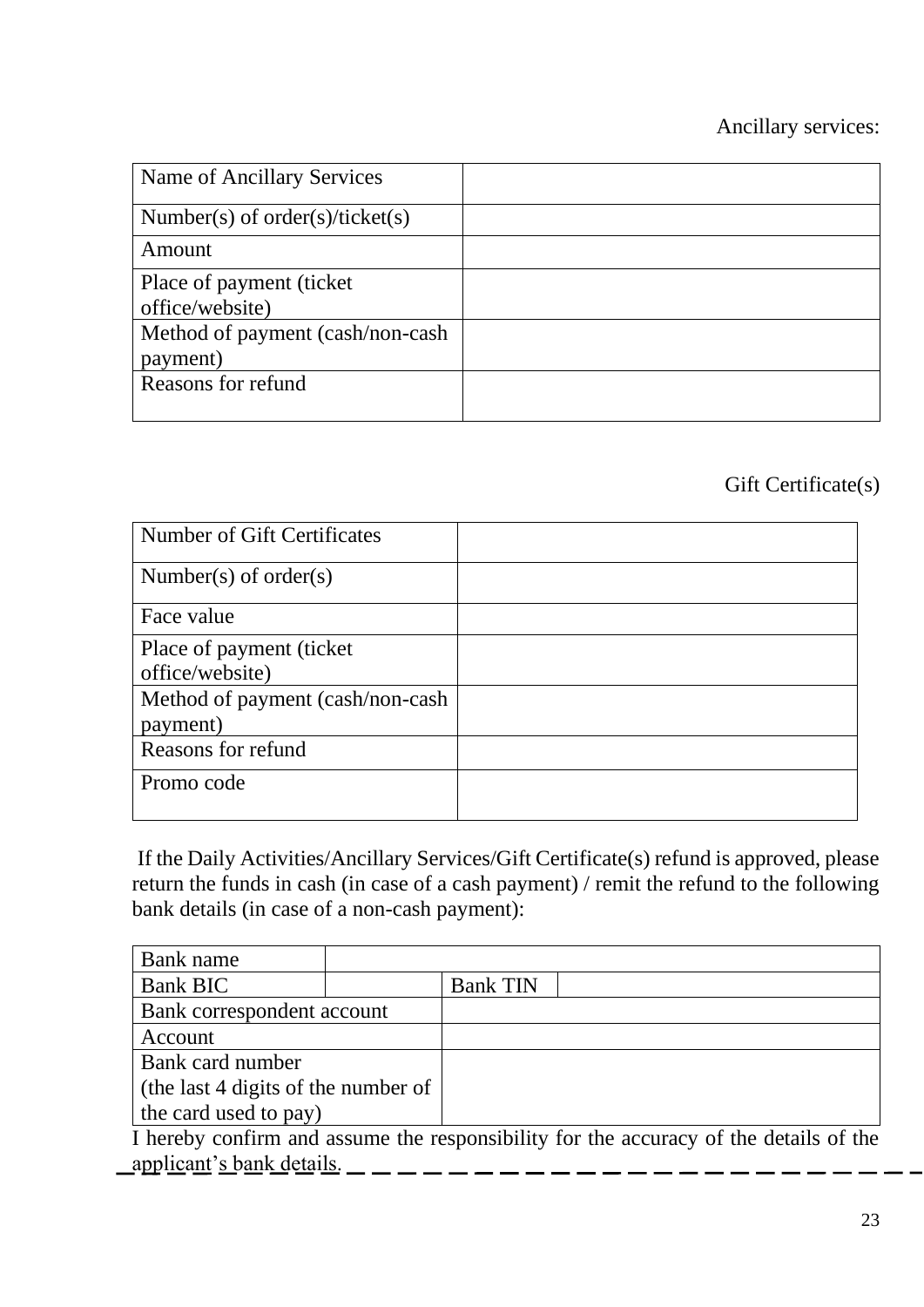Ancillary services:

| Name of Ancillary Services | |
|---|---|
| Number(s) of order(s)/ticket(s) | |
| Amount | |
| Place of payment (ticket office/website) | |
| Method of payment (cash/non-cash payment) | |
| Reasons for refund | |

Gift Certificate(s)

| Number of Gift Certificates | |
|---|---|
| Number(s) of order(s) | |
| Face value | |
| Place of payment (ticket office/website) | |
| Method of payment (cash/non-cash payment) | |
| Reasons for refund | |
| Promo code | |

If the Daily Activities/Ancillary Services/Gift Certificate(s) refund is approved, please return the funds in cash (in case of a cash payment) / remit the refund to the following bank details (in case of a non-cash payment):

| Bank name | | | |
|---|---|---|---|
| Bank BIC | | Bank TIN | |
| Bank correspondent account | | | |
| Account | | | |
| Bank card number (the last 4 digits of the number of the card used to pay) | | | |

I hereby confirm and assume the responsibility for the accuracy of the details of the applicant's bank details.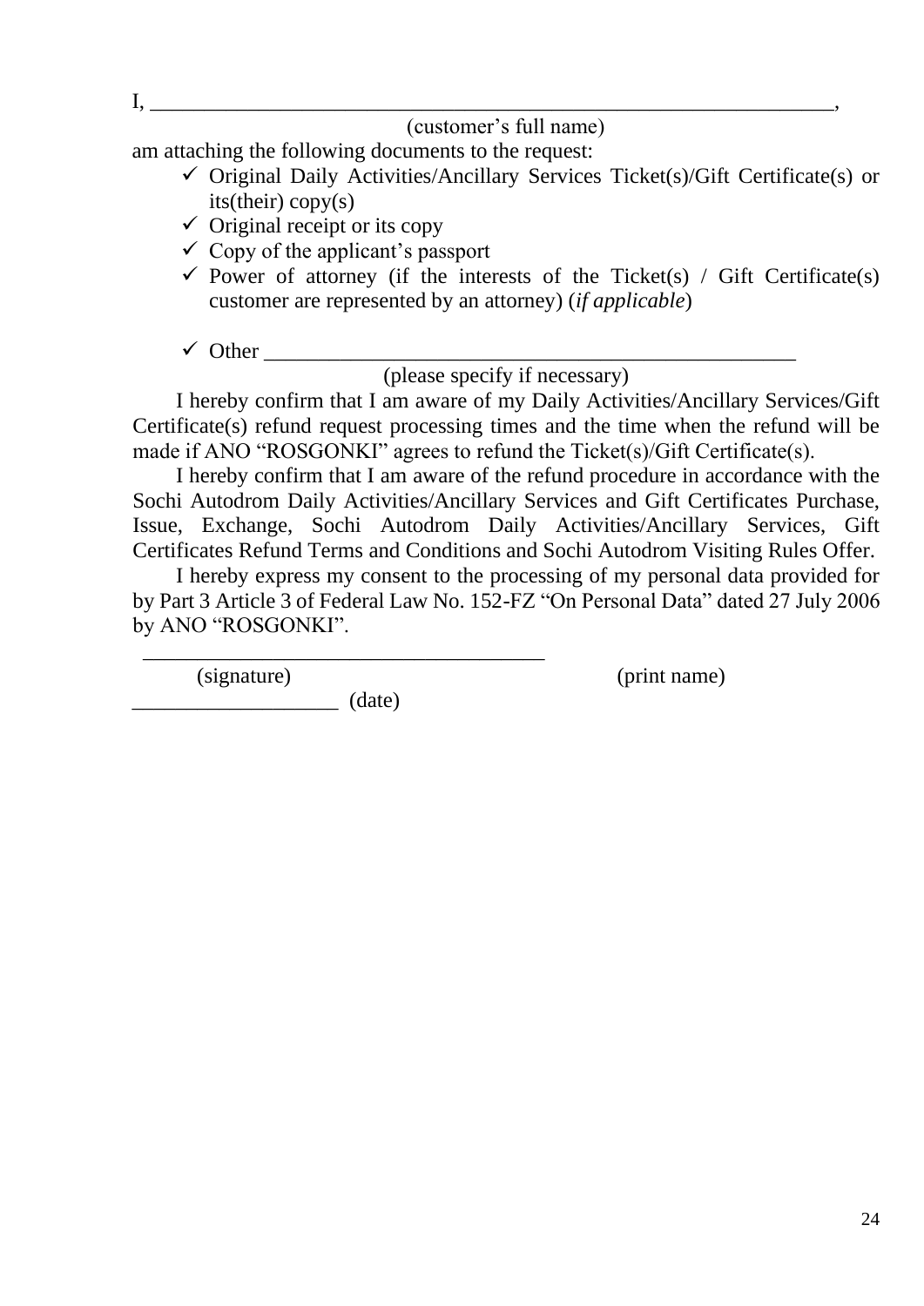I, ________________________________________________________________,

(customer's full name)

am attaching the following documents to the request:

- ✓ Original Daily Activities/Ancillary Services Ticket(s)/Gift Certificate(s) or its(their) copy(s)
- ✓ Original receipt or its copy
- ✓ Copy of the applicant's passport
- ✓ Power of attorney (if the interests of the Ticket(s) / Gift Certificate(s) customer are represented by an attorney) (*if applicable*)
- ✓ Other ____________________________________________________

(please specify if necessary)

I hereby confirm that I am aware of my Daily Activities/Ancillary Services/Gift Certificate(s) refund request processing times and the time when the refund will be made if ANO "ROSGONKI" agrees to refund the Ticket(s)/Gift Certificate(s).

I hereby confirm that I am aware of the refund procedure in accordance with the Sochi Autodrom Daily Activities/Ancillary Services and Gift Certificates Purchase, Issue, Exchange, Sochi Autodrom Daily Activities/Ancillary Services, Gift Certificates Refund Terms and Conditions and Sochi Autodrom Visiting Rules Offer.

I hereby express my consent to the processing of my personal data provided for by Part 3 Article 3 of Federal Law No. 152-FZ "On Personal Data" dated 27 July 2006 by ANO "ROSGONKI".

_______________________________________

(signature) (print name)

___________________ (date)